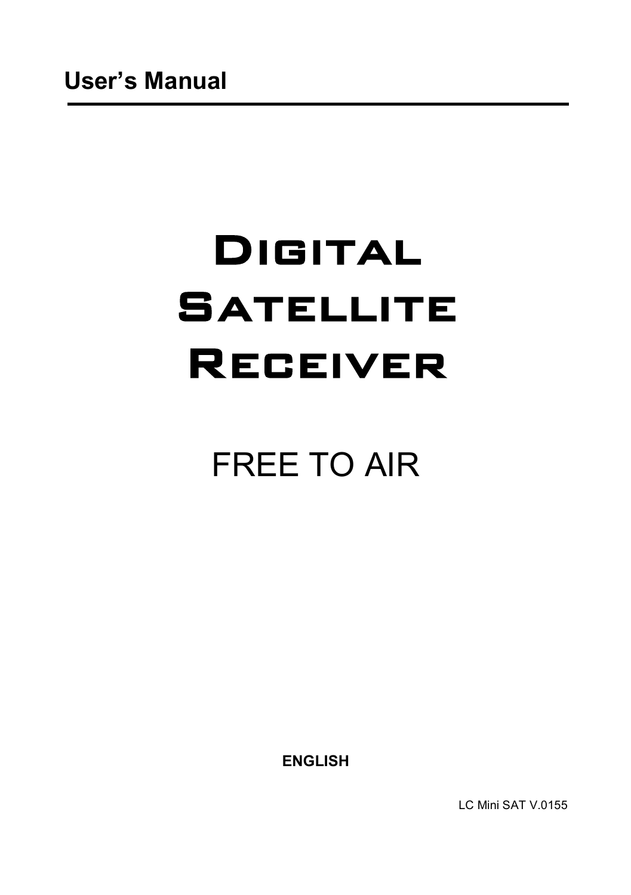**User's Manual**

# Digital Satellite Receiver

## FREE TO AIR

**ENGLISH**

LC Mini SAT V.0155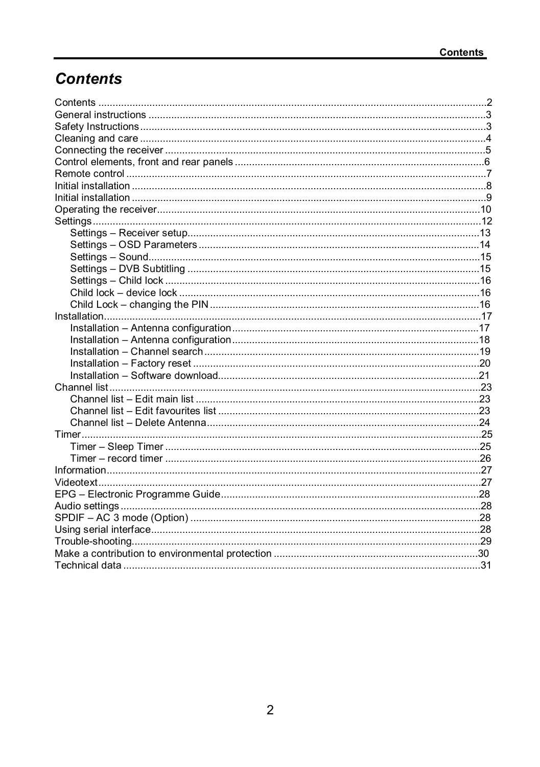# *Contents*

Contents ........................................................................................................................2
General instructions .......................................................................................................3
Safety Instructions..........................................................................................................3
Cleaning and care ..........................................................................................................4
Connecting the receiver .................................................................................................5
Control elements, front and rear panels ........................................................................6
Remote control ...............................................................................................................7
Initial installation .............................................................................................................8
Initial installation .............................................................................................................9
Operating the receiver..................................................................................................10
Settings .........................................................................................................................12
   Settings – Receiver setup.......................................................................................13
   Settings – OSD Parameters ...................................................................................14
   Settings – Sound.....................................................................................................15
   Settings – DVB Subtitling .......................................................................................15
   Settings – Child lock ...............................................................................................16
   Child lock – device lock ..........................................................................................16
   Child Lock – changing the PIN ...............................................................................16
Installation.....................................................................................................................17
   Installation – Antenna configuration.......................................................................17
   Installation – Antenna configuration.......................................................................18
   Installation – Channel search.................................................................................19
   Installation – Factory reset .....................................................................................20
   Installation – Software download............................................................................21
Channel list ...................................................................................................................23
   Channel list – Edit main list ....................................................................................23
   Channel list – Edit favourites list ............................................................................23
   Channel list – Delete Antenna................................................................................24
Timer.............................................................................................................................25
   Timer – Sleep Timer ...............................................................................................25
   Timer – record timer ...............................................................................................26
Information....................................................................................................................27
Videotext.......................................................................................................................27
EPG – Electronic Programme Guide...........................................................................28
Audio settings ...............................................................................................................28
SPDIF – AC 3 mode (Option) ......................................................................................28
Using serial interface....................................................................................................28
Trouble-shooting...........................................................................................................29
Make a contribution to environmental protection ........................................................30
Technical data ..............................................................................................................31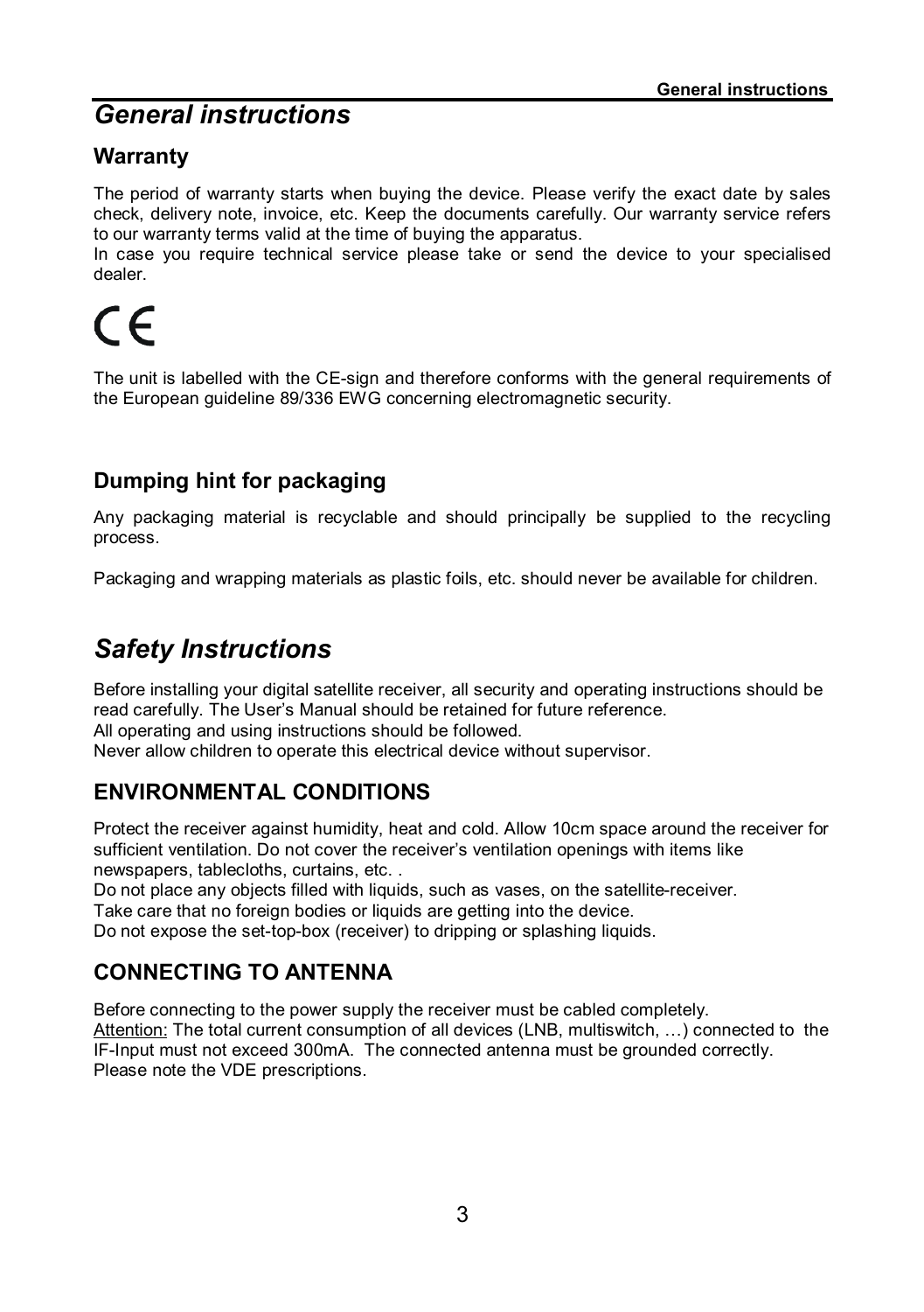# *General instructions*

## Warranty

The period of warranty starts when buying the device. Please verify the exact date by sales check, delivery note, invoice, etc. Keep the documents carefully. Our warranty service refers to our warranty terms valid at the time of buying the apparatus.
In case you require technical service please take or send the device to your specialised dealer.

CE

The unit is labelled with the CE-sign and therefore conforms with the general requirements of the European guideline 89/336 EWG concerning electromagnetic security.

## Dumping hint for packaging

Any packaging material is recyclable and should principally be supplied to the recycling process.

Packaging and wrapping materials as plastic foils, etc. should never be available for children.

# *Safety Instructions*

Before installing your digital satellite receiver, all security and operating instructions should be read carefully. The User's Manual should be retained for future reference.
All operating and using instructions should be followed.
Never allow children to operate this electrical device without supervisor.

## ENVIRONMENTAL CONDITIONS

Protect the receiver against humidity, heat and cold. Allow 10cm space around the receiver for sufficient ventilation. Do not cover the receiver's ventilation openings with items like newspapers, tablecloths, curtains, etc. .
Do not place any objects filled with liquids, such as vases, on the satellite-receiver.
Take care that no foreign bodies or liquids are getting into the device.
Do not expose the set-top-box (receiver) to dripping or splashing liquids.

## CONNECTING TO ANTENNA

Before connecting to the power supply the receiver must be cabled completely.
Attention: The total current consumption of all devices (LNB, multiswitch, …) connected to the IF-Input must not exceed 300mA. The connected antenna must be grounded correctly.
Please note the VDE prescriptions.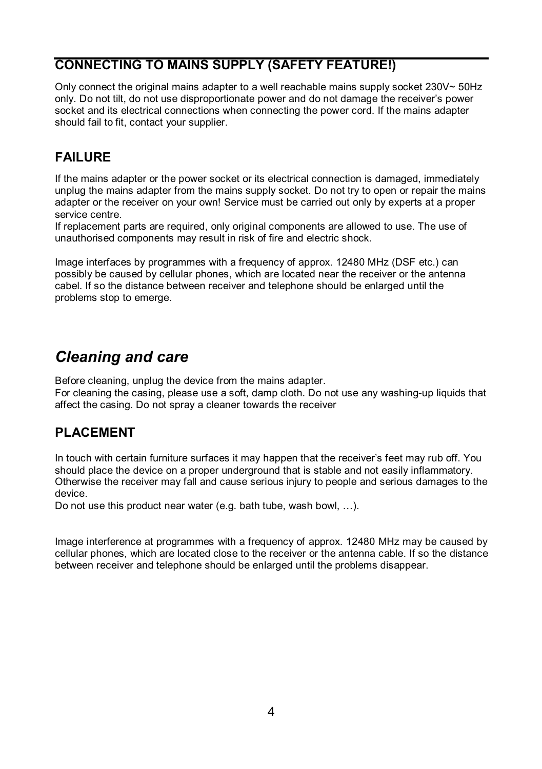## CONNECTING TO MAINS SUPPLY (SAFETY FEATURE!)

Only connect the original mains adapter to a well reachable mains supply socket 230V~ 50Hz only. Do not tilt, do not use disproportionate power and do not damage the receiver's power socket and its electrical connections when connecting the power cord. If the mains adapter should fail to fit, contact your supplier.

## FAILURE

If the mains adapter or the power socket or its electrical connection is damaged, immediately unplug the mains adapter from the mains supply socket. Do not try to open or repair the mains adapter or the receiver on your own! Service must be carried out only by experts at a proper service centre.
If replacement parts are required, only original components are allowed to use. The use of unauthorised components may result in risk of fire and electric shock.

Image interfaces by programmes with a frequency of approx. 12480 MHz (DSF etc.) can possibly be caused by cellular phones, which are located near the receiver or the antenna cabel. If so the distance between receiver and telephone should be enlarged until the problems stop to emerge.

# *Cleaning and care*

Before cleaning, unplug the device from the mains adapter.
For cleaning the casing, please use a soft, damp cloth. Do not use any washing-up liquids that affect the casing. Do not spray a cleaner towards the receiver

## PLACEMENT

In touch with certain furniture surfaces it may happen that the receiver's feet may rub off. You should place the device on a proper underground that is stable and <u>not</u> easily inflammatory. Otherwise the receiver may fall and cause serious injury to people and serious damages to the device.
Do not use this product near water (e.g. bath tube, wash bowl, …).

Image interference at programmes with a frequency of approx. 12480 MHz may be caused by cellular phones, which are located close to the receiver or the antenna cable. If so the distance between receiver and telephone should be enlarged until the problems disappear.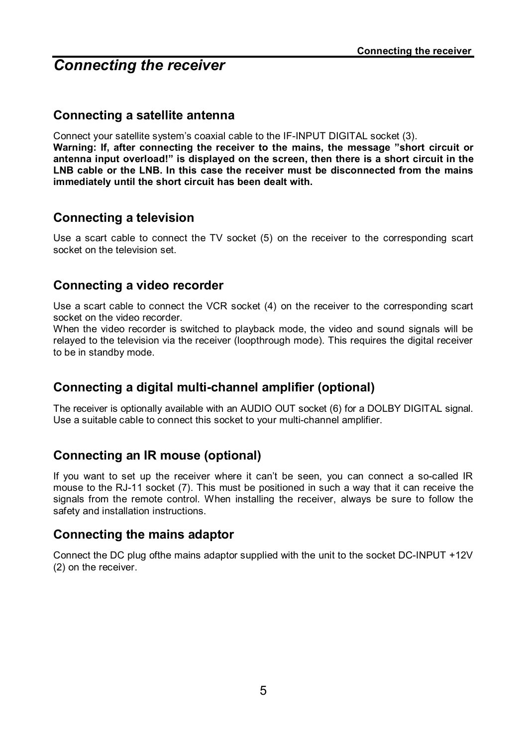# *Connecting the receiver*

## Connecting a satellite antenna

Connect your satellite system's coaxial cable to the IF-INPUT DIGITAL socket (3).
**Warning: If, after connecting the receiver to the mains, the message "short circuit or antenna input overload!" is displayed on the screen, then there is a short circuit in the LNB cable or the LNB. In this case the receiver must be disconnected from the mains immediately until the short circuit has been dealt with.**

## Connecting a television

Use a scart cable to connect the TV socket (5) on the receiver to the corresponding scart socket on the television set.

## Connecting a video recorder

Use a scart cable to connect the VCR socket (4) on the receiver to the corresponding scart socket on the video recorder.
When the video recorder is switched to playback mode, the video and sound signals will be relayed to the television via the receiver (loopthrough mode). This requires the digital receiver to be in standby mode.

## Connecting a digital multi-channel amplifier (optional)

The receiver is optionally available with an AUDIO OUT socket (6) for a DOLBY DIGITAL signal. Use a suitable cable to connect this socket to your multi-channel amplifier.

## Connecting an IR mouse (optional)

If you want to set up the receiver where it can't be seen, you can connect a so-called IR mouse to the RJ-11 socket (7). This must be positioned in such a way that it can receive the signals from the remote control. When installing the receiver, always be sure to follow the safety and installation instructions.

## Connecting the mains adaptor

Connect the DC plug ofthe mains adaptor supplied with the unit to the socket DC-INPUT +12V (2) on the receiver.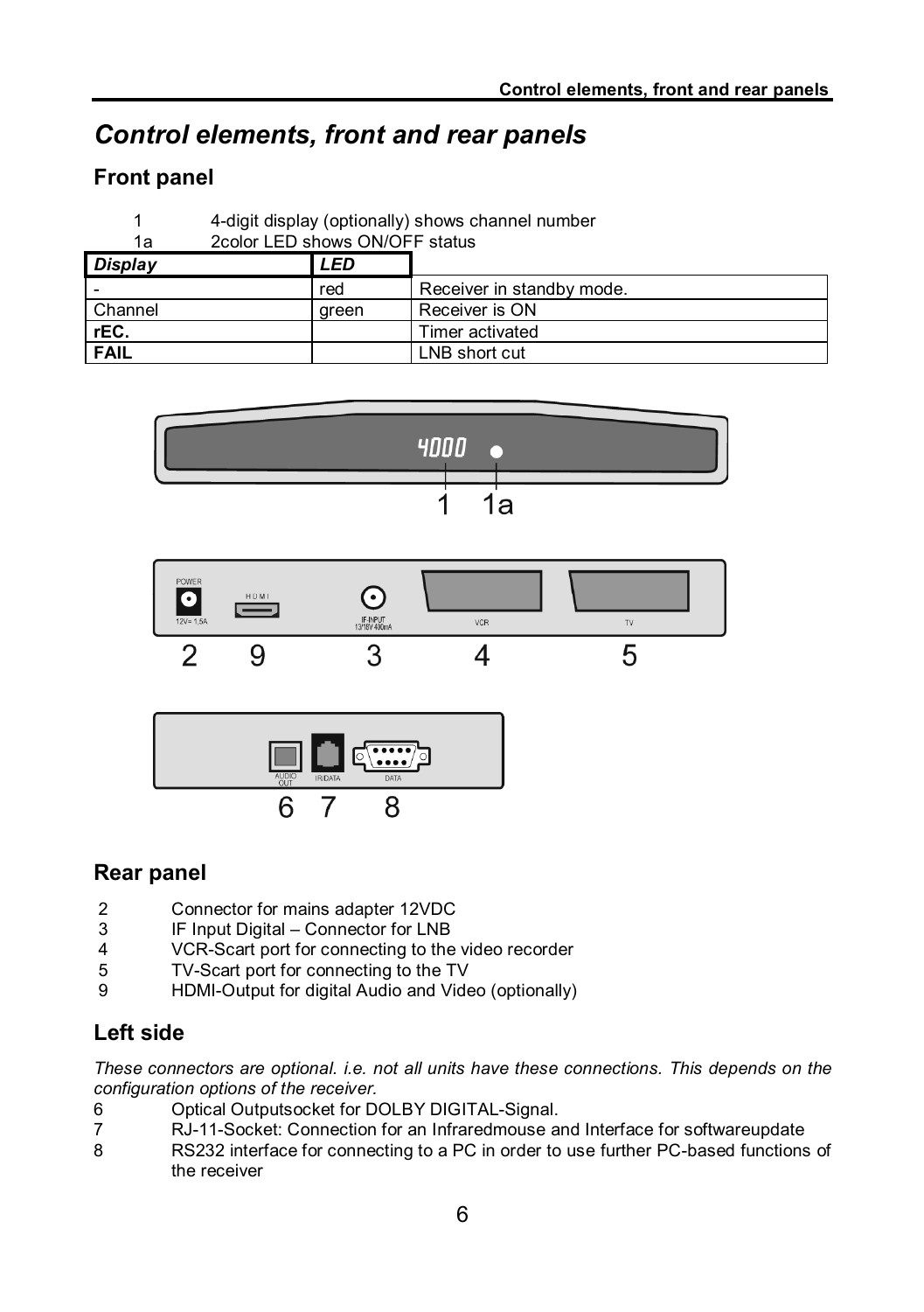// Control elements, front and rear panels

## Front panel

1 4-digit display (optionally) shows channel number
1a 2color LED shows ON/OFF status

| ***Display*** | ***LED*** | |
|---|---|---|
| - | red | Receiver in standby mode. |
| Channel | green | Receiver is ON |
| **rEC.** | | Timer activated |
| **FAIL** | | LNB short cut |

## Rear panel

2 Connector for mains adapter 12VDC
3 IF Input Digital – Connector for LNB
4 VCR-Scart port for connecting to the video recorder
5 TV-Scart port for connecting to the TV
9 HDMI-Output for digital Audio and Video (optionally)

## Left side

*These connectors are optional. i.e. not all units have these connections. This depends on the configuration options of the receiver.*

6 Optical Outputsocket for DOLBY DIGITAL-Signal.
7 RJ-11-Socket: Connection for an Infraredmouse and Interface for softwareupdate
8 RS232 interface for connecting to a PC in order to use further PC-based functions of the receiver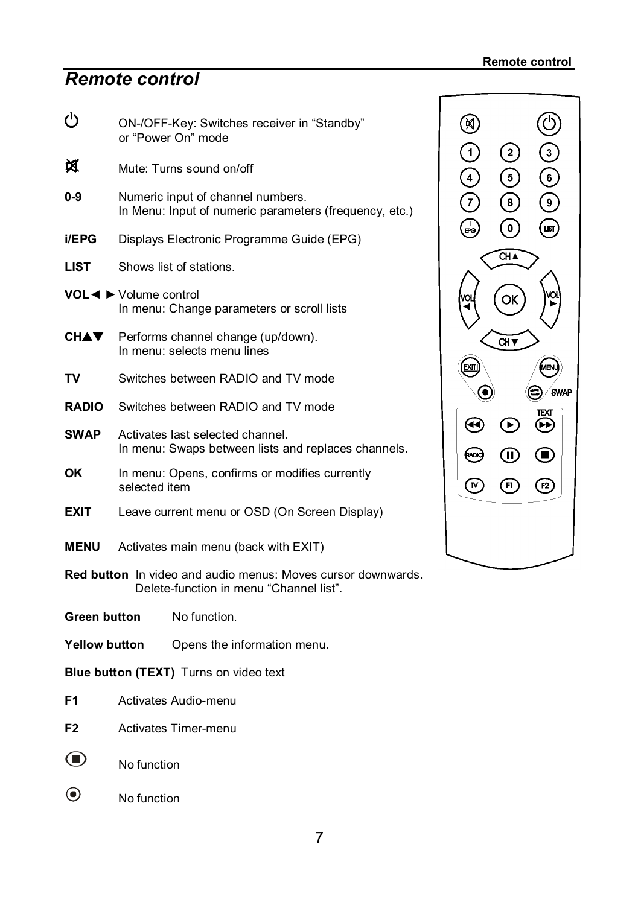# *Remote control*

| | |
|---|---|
| ⏻ | ON-/OFF-Key: Switches receiver in "Standby" or "Power On" mode |
| 🔇 | Mute: Turns sound on/off |
| **0-9** | Numeric input of channel numbers. In Menu: Input of numeric parameters (frequency, etc.) |
| **i/EPG** | Displays Electronic Programme Guide (EPG) |
| **LIST** | Shows list of stations. |
| **VOL◄ ►** | Volume control. In menu: Change parameters or scroll lists |
| **CH▲▼** | Performs channel change (up/down). In menu: selects menu lines |
| **TV** | Switches between RADIO and TV mode |
| **RADIO** | Switches between RADIO and TV mode |
| **SWAP** | Activates last selected channel. In menu: Swaps between lists and replaces channels. |
| **OK** | In menu: Opens, confirms or modifies currently selected item |
| **EXIT** | Leave current menu or OSD (On Screen Display) |
| **MENU** | Activates main menu (back with EXIT) |
| **Red button** | In video and audio menus: Moves cursor downwards. Delete-function in menu "Channel list". |
| **Green button** | No function. |
| **Yellow button** | Opens the information menu. |
| **Blue button (TEXT)** | Turns on video text |
| **F1** | Activates Audio-menu |
| **F2** | Activates Timer-menu |
| ⏹ | No function |
| ⏺ | No function |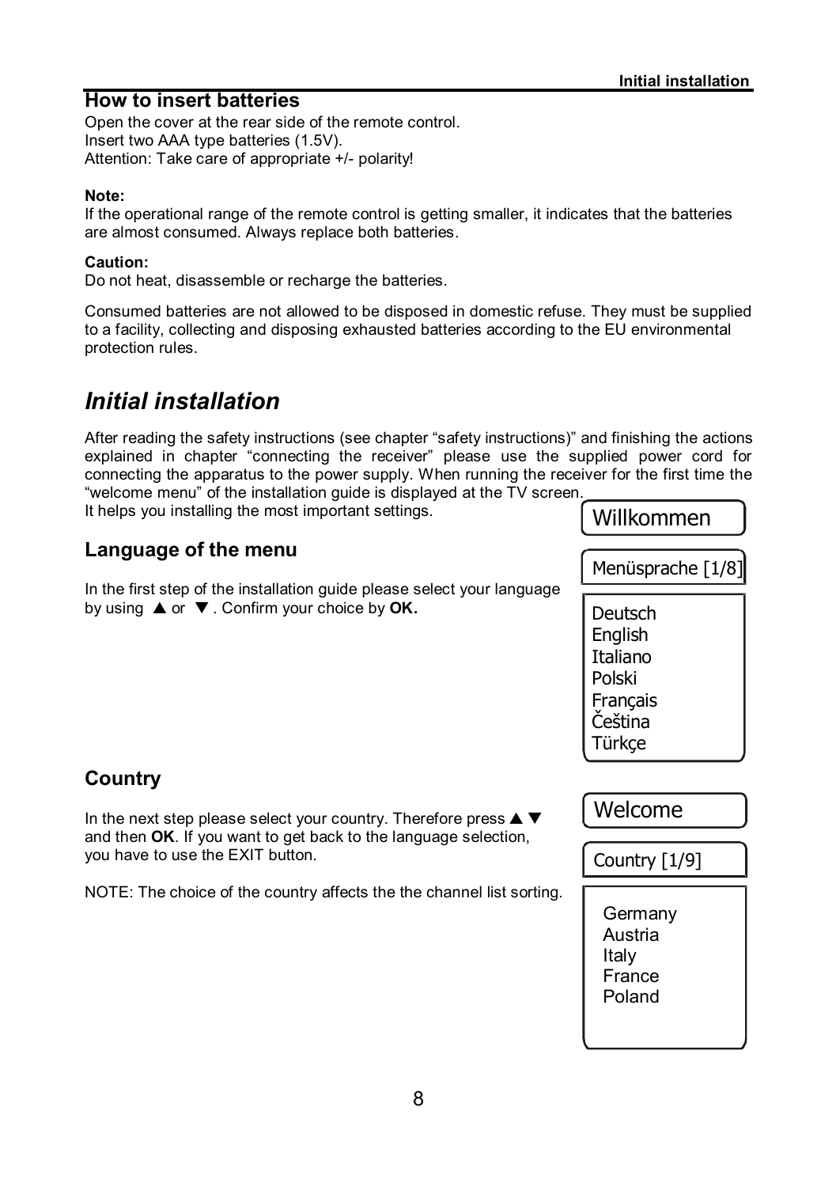## How to insert batteries

Open the cover at the rear side of the remote control.
Insert two AAA type batteries (1.5V).
Attention: Take care of appropriate +/- polarity!

**Note:**
If the operational range of the remote control is getting smaller, it indicates that the batteries are almost consumed. Always replace both batteries.

**Caution:**
Do not heat, disassemble or recharge the batteries.

Consumed batteries are not allowed to be disposed in domestic refuse. They must be supplied to a facility, collecting and disposing exhausted batteries according to the EU environmental protection rules.

# *Initial installation*

After reading the safety instructions (see chapter “safety instructions)” and finishing the actions explained in chapter “connecting the receiver” please use the supplied power cord for connecting the apparatus to the power supply. When running the receiver for the first time the “welcome menu” of the installation guide is displayed at the TV screen.
It helps you installing the most important settings.

## Language of the menu

In the first step of the installation guide please select your language by using ▲ or ▼. Confirm your choice by **OK.**

Willkommen

Menüsprache [1/8]

Deutsch
English
Italiano
Polski
Français
Čeština
Türkçe

## Country

In the next step please select your country. Therefore press ▲ ▼ and then **OK**. If you want to get back to the language selection, you have to use the EXIT button.

NOTE: The choice of the country affects the the channel list sorting.

Welcome

Country [1/9]

Germany
Austria
Italy
France
Poland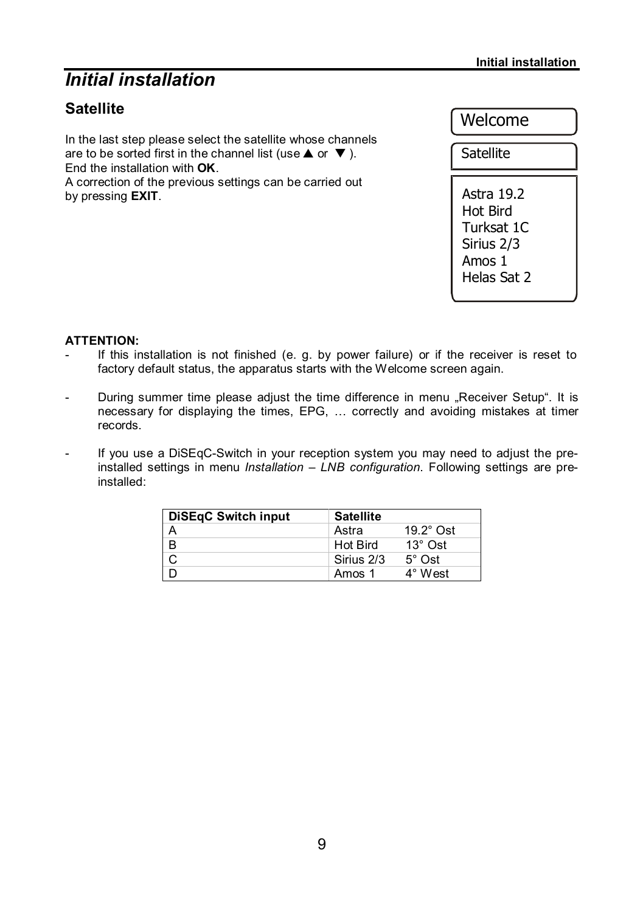# Initial installation

## Satellite

In the last step please select the satellite whose channels are to be sorted first in the channel list (use ▲ or ▼ ). End the installation with **OK**.
A correction of the previous settings can be carried out by pressing **EXIT**.

Welcome

Satellite

Astra 19.2
Hot Bird
Turksat 1C
Sirius 2/3
Amos 1
Helas Sat 2

**ATTENTION:**

- If this installation is not finished (e. g. by power failure) or if the receiver is reset to factory default status, the apparatus starts with the Welcome screen again.

- During summer time please adjust the time difference in menu „Receiver Setup". It is necessary for displaying the times, EPG, … correctly and avoiding mistakes at timer records.

- If you use a DiSEqC-Switch in your reception system you may need to adjust the pre-installed settings in menu *Installation – LNB configuration*. Following settings are pre-installed:

| DiSEqC Switch input | Satellite | |
|---|---|---|
| A | Astra | 19.2° Ost |
| B | Hot Bird | 13° Ost |
| C | Sirius 2/3 | 5° Ost |
| D | Amos 1 | 4° West |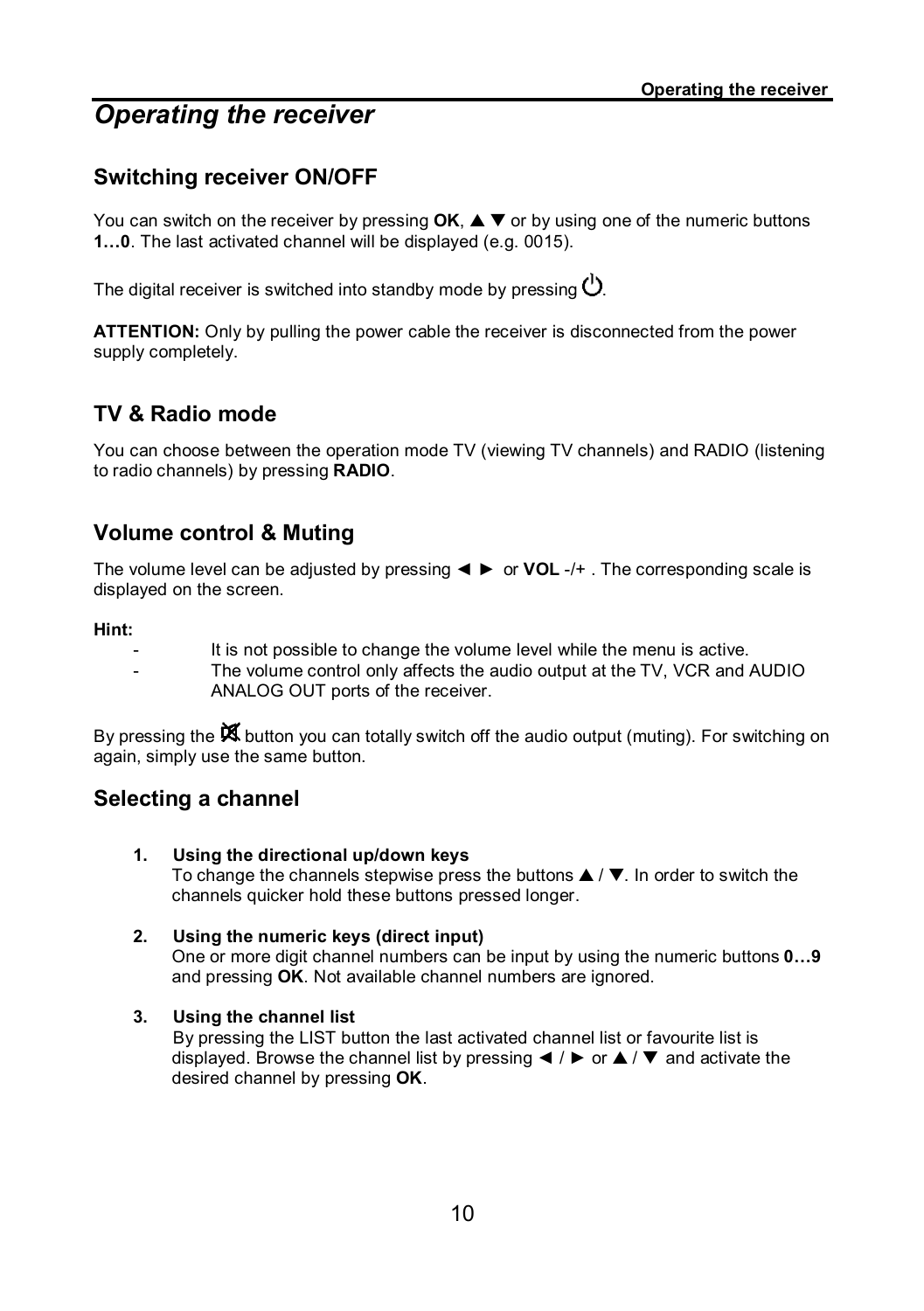# *Operating the receiver*

## Switching receiver ON/OFF

You can switch on the receiver by pressing **OK**, ▲ ▼ or by using one of the numeric buttons **1…0**. The last activated channel will be displayed (e.g. 0015).

The digital receiver is switched into standby mode by pressing ⏻.

**ATTENTION:** Only by pulling the power cable the receiver is disconnected from the power supply completely.

## TV & Radio mode

You can choose between the operation mode TV (viewing TV channels) and RADIO (listening to radio channels) by pressing **RADIO**.

## Volume control & Muting

The volume level can be adjusted by pressing ◄ ► or **VOL** -/+ . The corresponding scale is displayed on the screen.

**Hint:**

- It is not possible to change the volume level while the menu is active.
- The volume control only affects the audio output at the TV, VCR and AUDIO ANALOG OUT ports of the receiver.

By pressing the 🔇 button you can totally switch off the audio output (muting). For switching on again, simply use the same button.

## Selecting a channel

1. **Using the directional up/down keys**
   To change the channels stepwise press the buttons ▲ / ▼. In order to switch the channels quicker hold these buttons pressed longer.

2. **Using the numeric keys (direct input)**
   One or more digit channel numbers can be input by using the numeric buttons **0…9** and pressing **OK**. Not available channel numbers are ignored.

3. **Using the channel list**
   By pressing the LIST button the last activated channel list or favourite list is displayed. Browse the channel list by pressing ◄ / ► or ▲ / ▼ and activate the desired channel by pressing **OK**.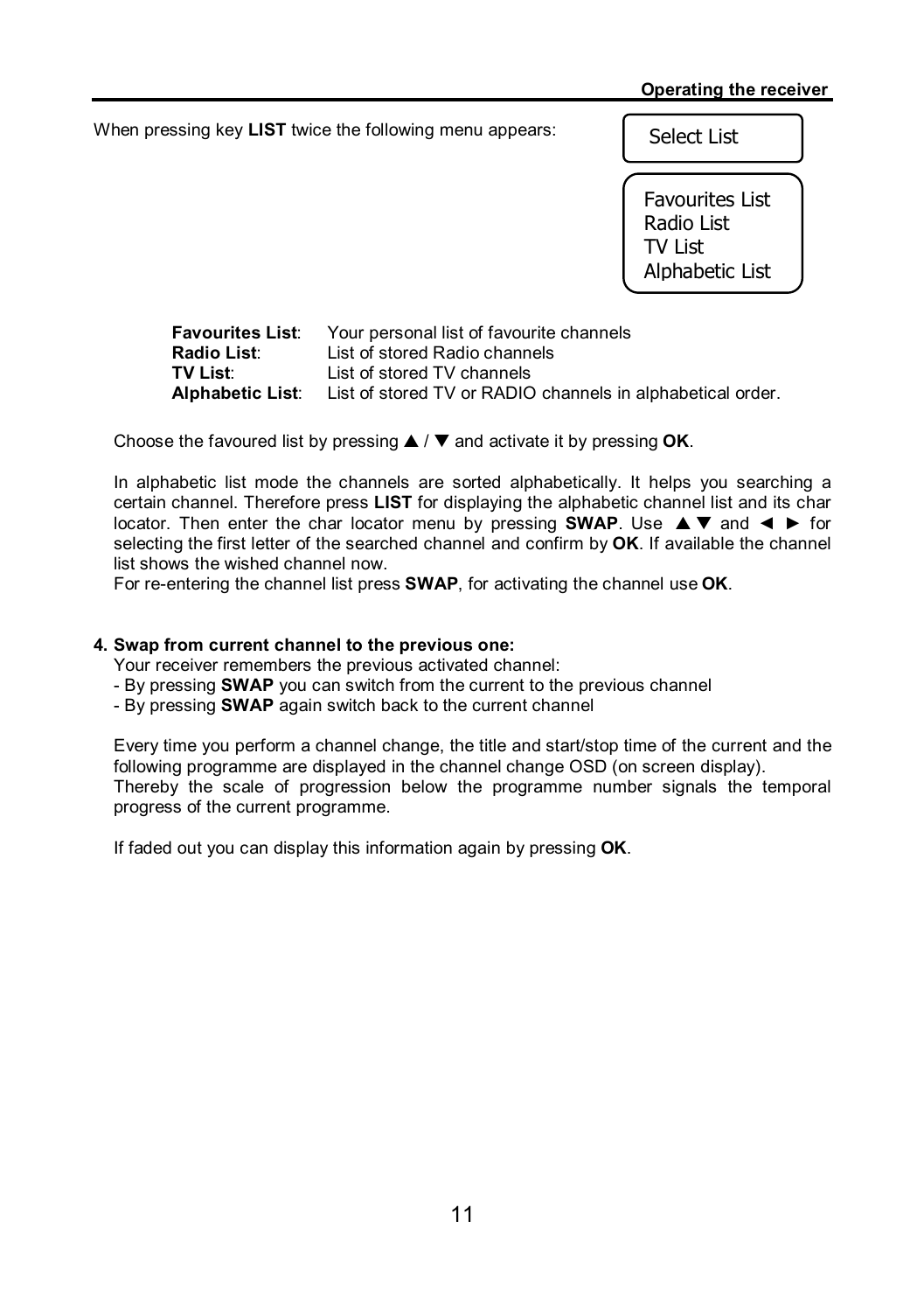When pressing key **LIST** twice the following menu appears:

Select List

Favourites List
Radio List
TV List
Alphabetic List

**Favourites List**: Your personal list of favourite channels
**Radio List**: List of stored Radio channels
**TV List**: List of stored TV channels
**Alphabetic List**: List of stored TV or RADIO channels in alphabetical order.

Choose the favoured list by pressing ▲ / ▼ and activate it by pressing **OK**.

In alphabetic list mode the channels are sorted alphabetically. It helps you searching a certain channel. Therefore press **LIST** for displaying the alphabetic channel list and its char locator. Then enter the char locator menu by pressing **SWAP**. Use ▲▼ and ◄ ► for selecting the first letter of the searched channel and confirm by **OK**. If available the channel list shows the wished channel now.
For re-entering the channel list press **SWAP**, for activating the channel use **OK**.

**4. Swap from current channel to the previous one:**

Your receiver remembers the previous activated channel:
- By pressing **SWAP** you can switch from the current to the previous channel
- By pressing **SWAP** again switch back to the current channel

Every time you perform a channel change, the title and start/stop time of the current and the following programme are displayed in the channel change OSD (on screen display).
Thereby the scale of progression below the programme number signals the temporal progress of the current programme.

If faded out you can display this information again by pressing **OK**.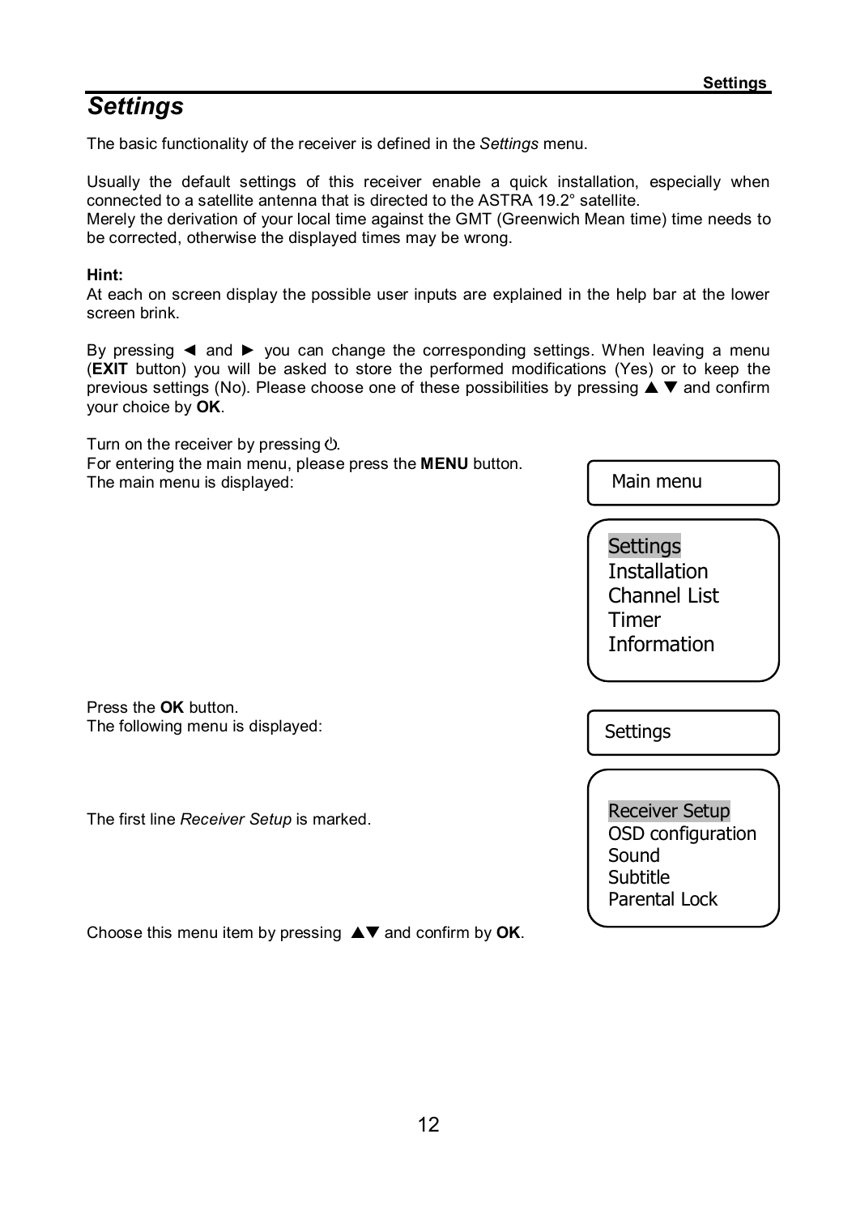# *Settings*

The basic functionality of the receiver is defined in the *Settings* menu.

Usually the default settings of this receiver enable a quick installation, especially when connected to a satellite antenna that is directed to the ASTRA 19.2° satellite.
Merely the derivation of your local time against the GMT (Greenwich Mean time) time needs to be corrected, otherwise the displayed times may be wrong.

**Hint:**
At each on screen display the possible user inputs are explained in the help bar at the lower screen brink.

By pressing ◄ and ► you can change the corresponding settings. When leaving a menu (**EXIT** button) you will be asked to store the performed modifications (Yes) or to keep the previous settings (No). Please choose one of these possibilities by pressing ▲▼ and confirm your choice by **OK**.

Turn on the receiver by pressing ⏻.
For entering the main menu, please press the **MENU** button.
The main menu is displayed:

Main menu

- Settings
- Installation
- Channel List
- Timer
- Information

Press the **OK** button.
The following menu is displayed:

Settings

- Receiver Setup
- OSD configuration
- Sound
- Subtitle
- Parental Lock

The first line *Receiver Setup* is marked.

Choose this menu item by pressing ▲▼ and confirm by **OK**.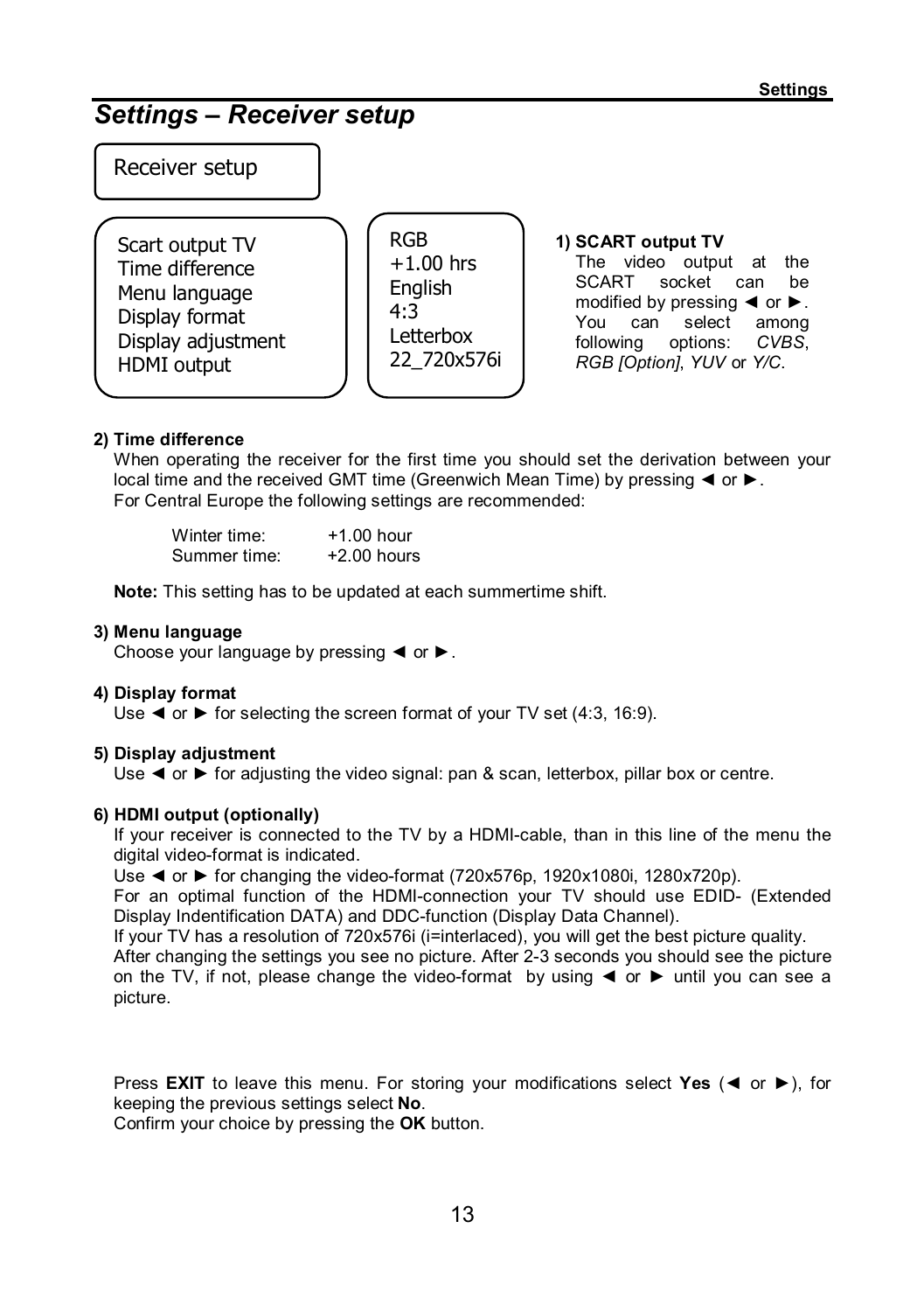# Settings – Receiver setup

Receiver setup

| | |
|---|---|
| Scart output TV | RGB |
| Time difference | +1.00 hrs |
| Menu language | English |
| Display format | 4:3 |
| Display adjustment | Letterbox |
| HDMI output | 22_720x576i |

**1) SCART output TV**
The video output at the SCART socket can be modified by pressing ◄ or ►. You can select among following options: *CVBS*, *RGB [Option]*, *YUV* or *Y/C*.

**2) Time difference**
When operating the receiver for the first time you should set the derivation between your local time and the received GMT time (Greenwich Mean Time) by pressing ◄ or ►.
For Central Europe the following settings are recommended:

| | |
|---|---|
| Winter time: | +1.00 hour |
| Summer time: | +2.00 hours |

**Note:** This setting has to be updated at each summertime shift.

**3) Menu language**
Choose your language by pressing ◄ or ►.

**4) Display format**
Use ◄ or ► for selecting the screen format of your TV set (4:3, 16:9).

**5) Display adjustment**
Use ◄ or ► for adjusting the video signal: pan & scan, letterbox, pillar box or centre.

**6) HDMI output (optionally)**
If your receiver is connected to the TV by a HDMI-cable, than in this line of the menu the digital video-format is indicated.
Use ◄ or ► for changing the video-format (720x576p, 1920x1080i, 1280x720p).
For an optimal function of the HDMI-connection your TV should use EDID- (Extended Display Indentification DATA) and DDC-function (Display Data Channel).
If your TV has a resolution of 720x576i (i=interlaced), you will get the best picture quality.
After changing the settings you see no picture. After 2-3 seconds you should see the picture on the TV, if not, please change the video-format by using ◄ or ► until you can see a picture.

Press **EXIT** to leave this menu. For storing your modifications select **Yes** (◄ or ►), for keeping the previous settings select **No**.
Confirm your choice by pressing the **OK** button.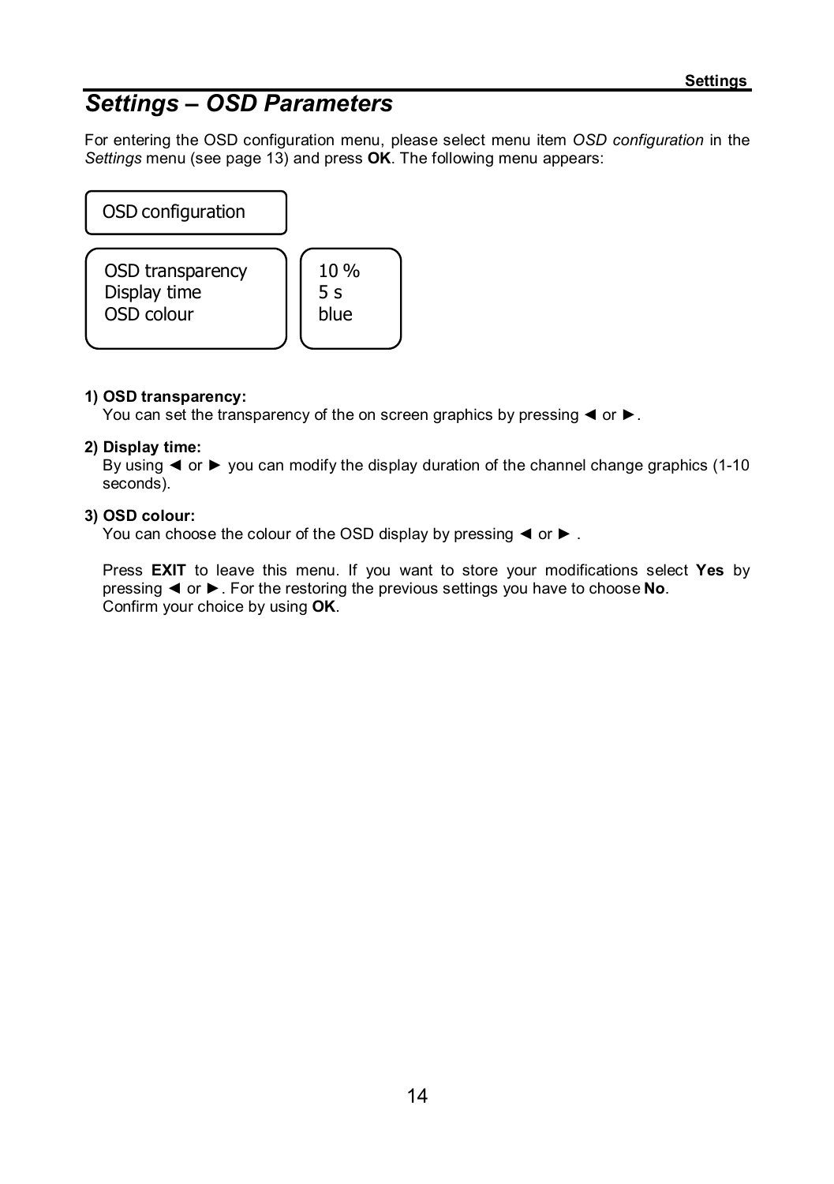## Settings – OSD Parameters

For entering the OSD configuration menu, please select menu item *OSD configuration* in the *Settings* menu (see page 13) and press **OK**. The following menu appears:

```
OSD configuration

OSD transparency    10 %
Display time        5 s
OSD colour          blue
```

**1) OSD transparency:**
You can set the transparency of the on screen graphics by pressing ◄ or ►.

**2) Display time:**
By using ◄ or ► you can modify the display duration of the channel change graphics (1-10 seconds).

**3) OSD colour:**
You can choose the colour of the OSD display by pressing ◄ or ► .

Press **EXIT** to leave this menu. If you want to store your modifications select **Yes** by pressing ◄ or ►. For the restoring the previous settings you have to choose **No**.
Confirm your choice by using **OK**.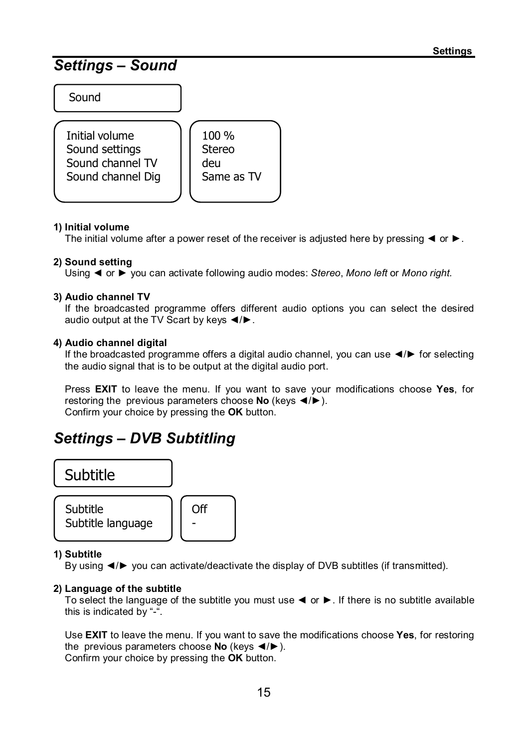## *Settings – Sound*

| Sound | |
|---|---|
| Initial volume | 100 % |
| Sound settings | Stereo |
| Sound channel TV | deu |
| Sound channel Dig | Same as TV |

**1) Initial volume**
The initial volume after a power reset of the receiver is adjusted here by pressing ◄ or ►.

**2) Sound setting**
Using ◄ or ► you can activate following audio modes: *Stereo*, *Mono left* or *Mono right.*

**3) Audio channel TV**
If the broadcasted programme offers different audio options you can select the desired audio output at the TV Scart by keys ◄/►.

**4) Audio channel digital**
If the broadcasted programme offers a digital audio channel, you can use ◄/► for selecting the audio signal that is to be output at the digital audio port.

Press **EXIT** to leave the menu. If you want to save your modifications choose **Yes**, for restoring the previous parameters choose **No** (keys ◄/►).
Confirm your choice by pressing the **OK** button.

## *Settings – DVB Subtitling*

| Subtitle | |
|---|---|
| Subtitle | Off |
| Subtitle language | - |

**1) Subtitle**
By using ◄/► you can activate/deactivate the display of DVB subtitles (if transmitted).

**2) Language of the subtitle**
To select the language of the subtitle you must use ◄ or ►. If there is no subtitle available this is indicated by "-".

Use **EXIT** to leave the menu. If you want to save the modifications choose **Yes**, for restoring the previous parameters choose **No** (keys ◄/►).
Confirm your choice by pressing the **OK** button.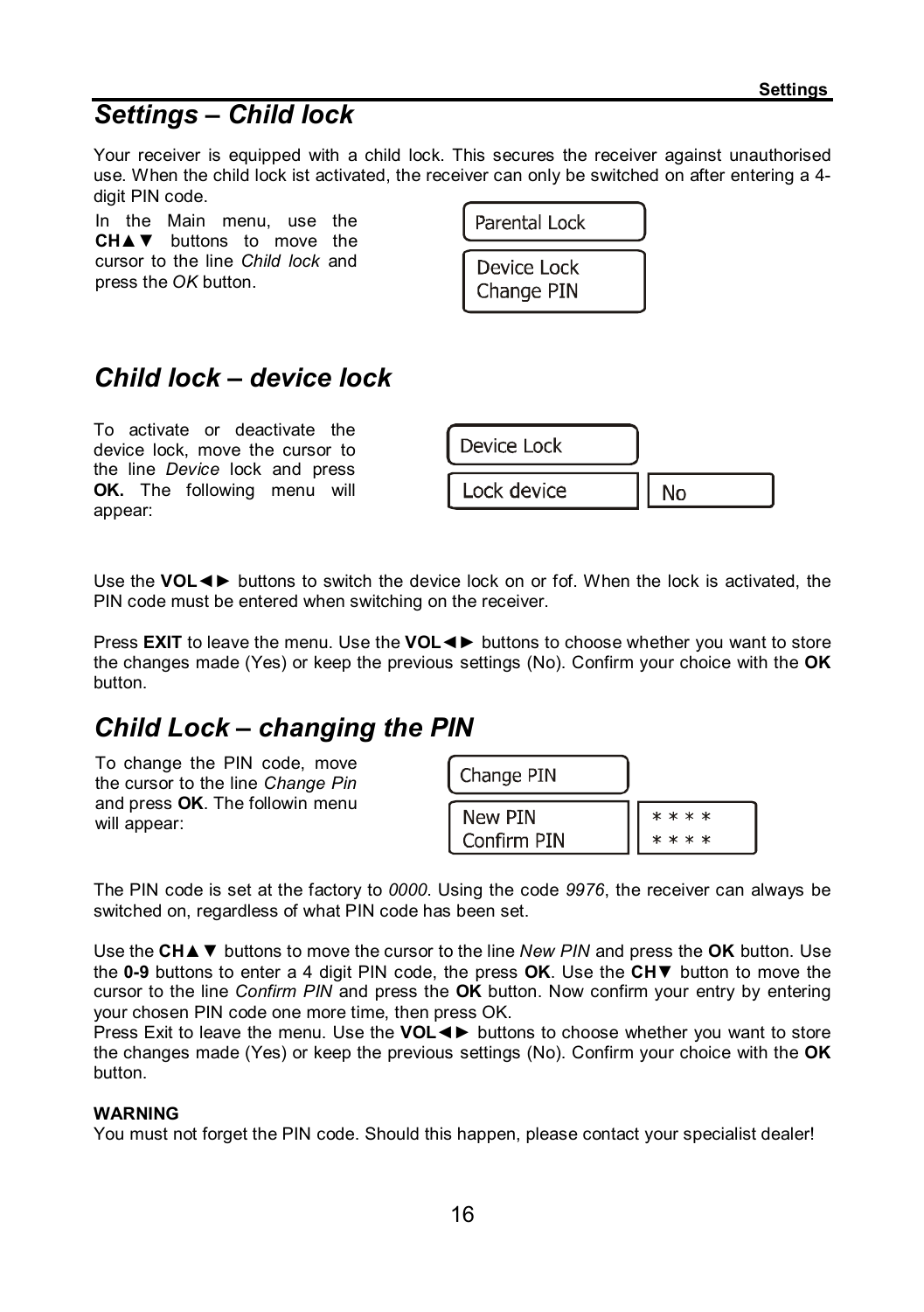## Settings – Child lock

Your receiver is equipped with a child lock. This secures the receiver against unauthorised use. When the child lock ist activated, the receiver can only be switched on after entering a 4-digit PIN code.

In the Main menu, use the **CH▲▼** buttons to move the cursor to the line *Child lock* and press the *OK* button.

Parental Lock

Device Lock
Change PIN

## Child lock – device lock

To activate or deactivate the device lock, move the cursor to the line *Device* lock and press **OK.** The following menu will appear:

Device Lock

Lock device | No

Use the **VOL◄►** buttons to switch the device lock on or fof. When the lock is activated, the PIN code must be entered when switching on the receiver.

Press **EXIT** to leave the menu. Use the **VOL◄►** buttons to choose whether you want to store the changes made (Yes) or keep the previous settings (No). Confirm your choice with the **OK** button.

## Child Lock – changing the PIN

To change the PIN code, move the cursor to the line *Change Pin* and press **OK**. The followin menu will appear:

Change PIN

New PIN | * * * *
Confirm PIN | * * * *

The PIN code is set at the factory to *0000*. Using the code *9976*, the receiver can always be switched on, regardless of what PIN code has been set.

Use the **CH▲▼** buttons to move the cursor to the line *New PIN* and press the **OK** button. Use the **0-9** buttons to enter a 4 digit PIN code, the press **OK**. Use the **CH▼** button to move the cursor to the line *Confirm PIN* and press the **OK** button. Now confirm your entry by entering your chosen PIN code one more time, then press OK.
Press Exit to leave the menu. Use the **VOL◄►** buttons to choose whether you want to store the changes made (Yes) or keep the previous settings (No). Confirm your choice with the **OK** button.

**WARNING**
You must not forget the PIN code. Should this happen, please contact your specialist dealer!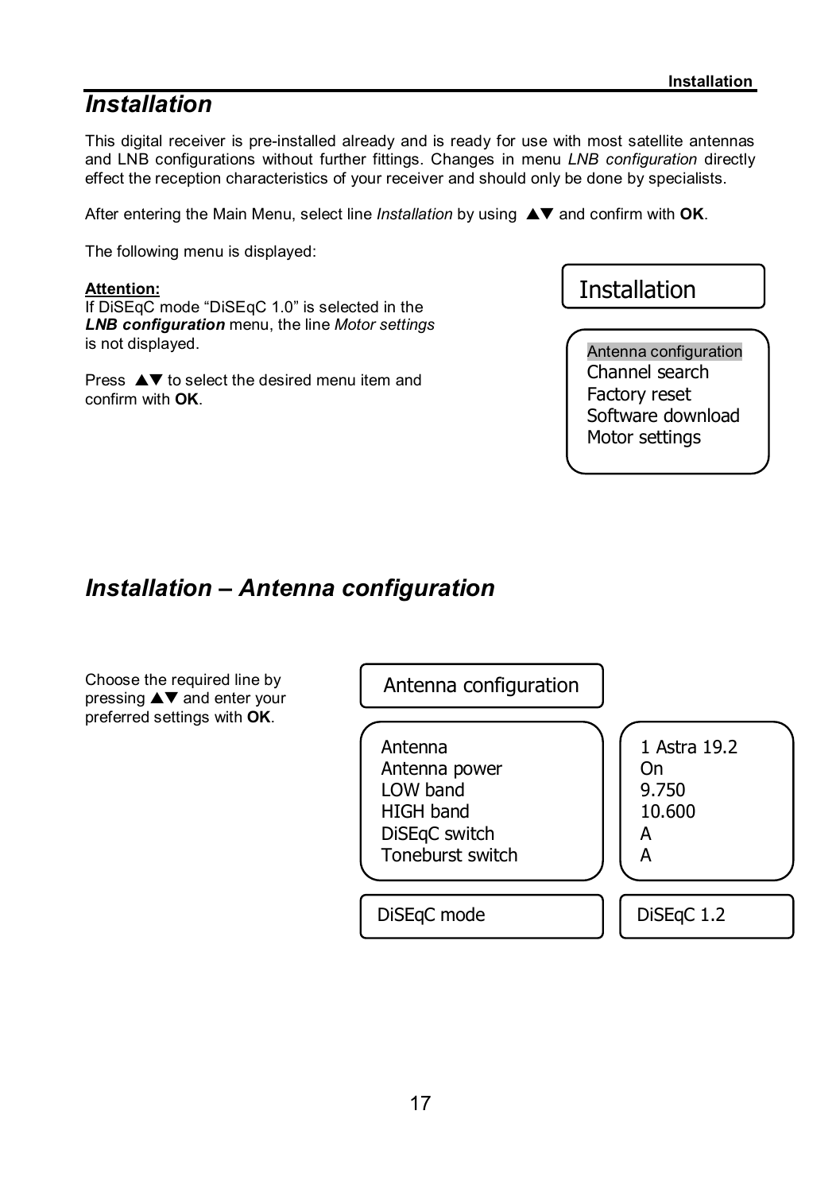# *Installation*

This digital receiver is pre-installed already and is ready for use with most satellite antennas and LNB configurations without further fittings. Changes in menu *LNB configuration* directly effect the reception characteristics of your receiver and should only be done by specialists.

After entering the Main Menu, select line *Installation* by using ▲▼ and confirm with **OK**.

The following menu is displayed:

**Attention:**
If DiSEqC mode "DiSEqC 1.0" is selected in the ***LNB configuration*** menu, the line *Motor settings* is not displayed.

Press ▲▼ to select the desired menu item and confirm with **OK**.

Installation

- Antenna configuration
- Channel search
- Factory reset
- Software download
- Motor settings

# *Installation – Antenna configuration*

Choose the required line by pressing ▲▼ and enter your preferred settings with **OK**.

Antenna configuration

| Setting | Value |
|---|---|
| Antenna | 1 Astra 19.2 |
| Antenna power | On |
| LOW band | 9.750 |
| HIGH band | 10.600 |
| DiSEqC switch | A |
| Toneburst switch | A |
| DiSEqC mode | DiSEqC 1.2 |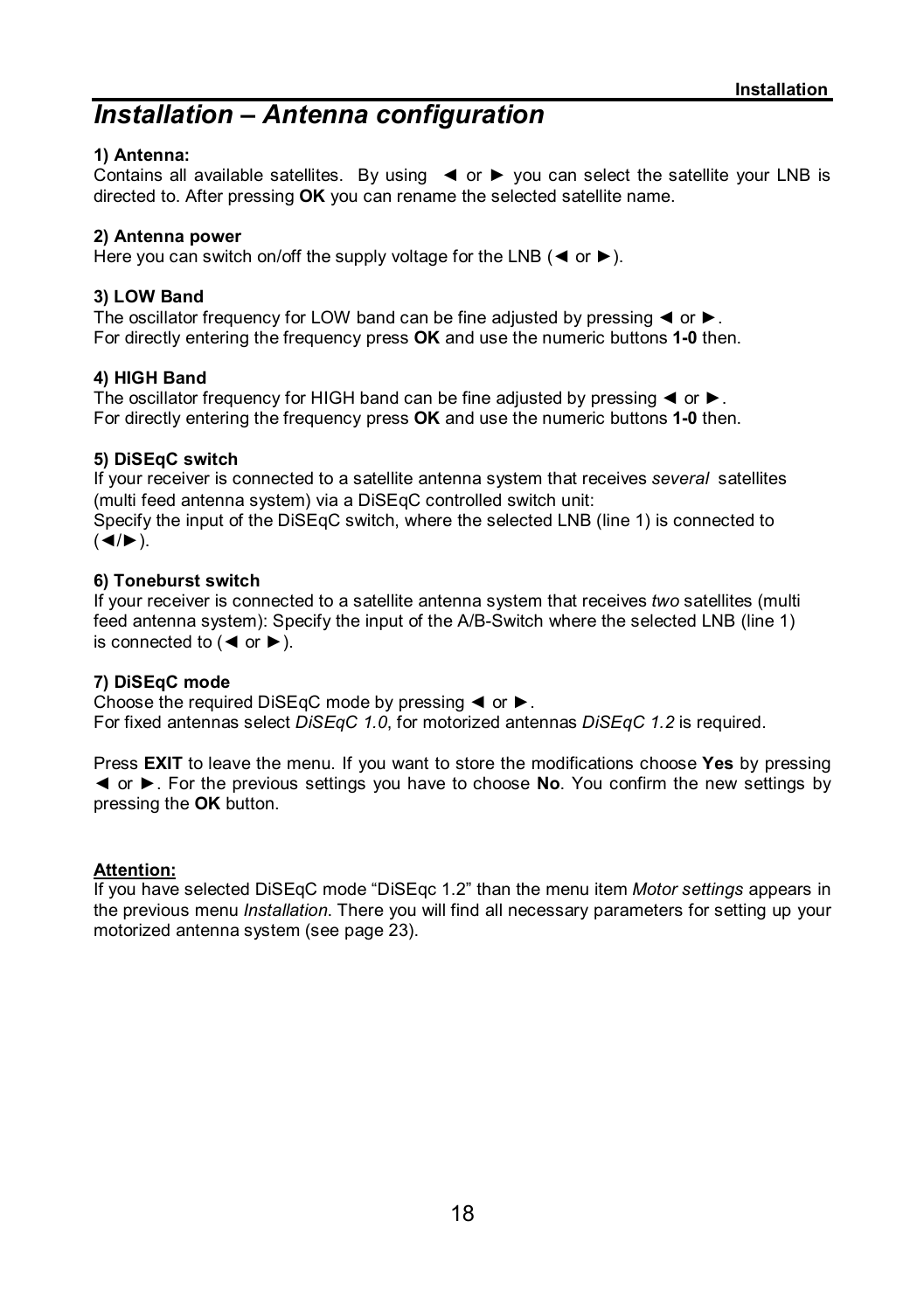# *Installation – Antenna configuration*

**1) Antenna:**
Contains all available satellites. By using ◄ or ► you can select the satellite your LNB is directed to. After pressing **OK** you can rename the selected satellite name.

**2) Antenna power**
Here you can switch on/off the supply voltage for the LNB (◄ or ►).

**3) LOW Band**
The oscillator frequency for LOW band can be fine adjusted by pressing ◄ or ►.
For directly entering the frequency press **OK** and use the numeric buttons **1-0** then.

**4) HIGH Band**
The oscillator frequency for HIGH band can be fine adjusted by pressing ◄ or ►.
For directly entering the frequency press **OK** and use the numeric buttons **1-0** then.

**5) DiSEqC switch**
If your receiver is connected to a satellite antenna system that receives *several* satellites (multi feed antenna system) via a DiSEqC controlled switch unit:
Specify the input of the DiSEqC switch, where the selected LNB (line 1) is connected to (◄/►).

**6) Toneburst switch**
If your receiver is connected to a satellite antenna system that receives *two* satellites (multi feed antenna system): Specify the input of the A/B-Switch where the selected LNB (line 1) is connected to (◄ or ►).

**7) DiSEqC mode**
Choose the required DiSEqC mode by pressing ◄ or ►.
For fixed antennas select *DiSEqC 1.0*, for motorized antennas *DiSEqC 1.2* is required.

Press **EXIT** to leave the menu. If you want to store the modifications choose **Yes** by pressing ◄ or ►. For the previous settings you have to choose **No**. You confirm the new settings by pressing the **OK** button.

**Attention:**
If you have selected DiSEqC mode “DiSEqc 1.2” than the menu item *Motor settings* appears in the previous menu *Installation*. There you will find all necessary parameters for setting up your motorized antenna system (see page 23).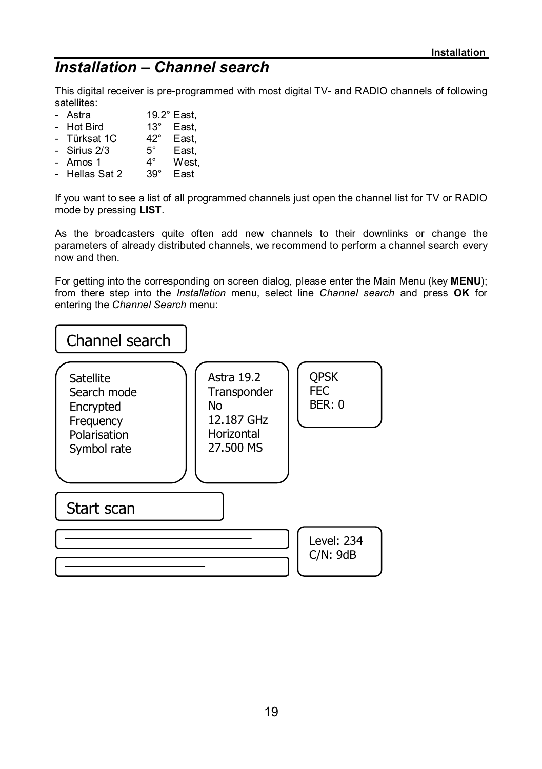# Installation – Channel search

This digital receiver is pre-programmed with most digital TV- and RADIO channels of following satellites:

- Astra 19.2° East,
- Hot Bird 13° East,
- Türksat 1C 42° East,
- Sirius 2/3 5° East,
- Amos 1 4° West,
- Hellas Sat 2 39° East

If you want to see a list of all programmed channels just open the channel list for TV or RADIO mode by pressing **LIST**.

As the broadcasters quite often add new channels to their downlinks or change the parameters of already distributed channels, we recommend to perform a channel search every now and then.

For getting into the corresponding on screen dialog, please enter the Main Menu (key **MENU**); from there step into the *Installation* menu, select line *Channel search* and press **OK** for entering the *Channel Search* menu:

Channel search

| | | |
|---|---|---|
| Satellite | Astra 19.2 | QPSK |
| Search mode | Transponder | FEC |
| Encrypted | No | BER: 0 |
| Frequency | 12.187 GHz | |
| Polarisation | Horizontal | |
| Symbol rate | 27.500 MS | |

Start scan

Level: 234
C/N: 9dB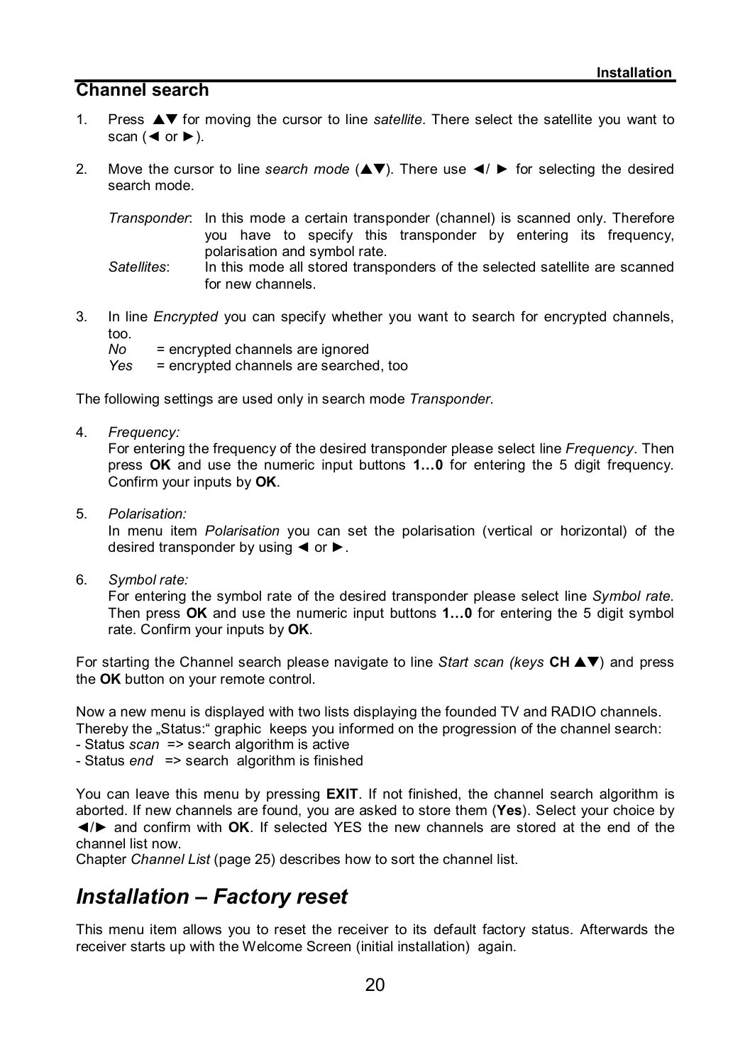## Channel search

1. Press ▲▼ for moving the cursor to line *satellite*. There select the satellite you want to scan (◄ or ►).

2. Move the cursor to line *search mode* (▲▼). There use ◄/ ► for selecting the desired search mode.

   *Transponder*: In this mode a certain transponder (channel) is scanned only. Therefore you have to specify this transponder by entering its frequency, polarisation and symbol rate.
   *Satellites*: In this mode all stored transponders of the selected satellite are scanned for new channels.

3. In line *Encrypted* you can specify whether you want to search for encrypted channels, too.
   *No* = encrypted channels are ignored
   *Yes* = encrypted channels are searched, too

The following settings are used only in search mode *Transponder*.

4. *Frequency:*
   For entering the frequency of the desired transponder please select line *Frequency*. Then press **OK** and use the numeric input buttons **1…0** for entering the 5 digit frequency. Confirm your inputs by **OK**.

5. *Polarisation:*
   In menu item *Polarisation* you can set the polarisation (vertical or horizontal) of the desired transponder by using ◄ or ►.

6. *Symbol rate:*
   For entering the symbol rate of the desired transponder please select line *Symbol rate*. Then press **OK** and use the numeric input buttons **1…0** for entering the 5 digit symbol rate. Confirm your inputs by **OK**.

For starting the Channel search please navigate to line *Start scan (keys* **CH ▲▼**) and press the **OK** button on your remote control.

Now a new menu is displayed with two lists displaying the founded TV and RADIO channels. Thereby the „Status:“ graphic keeps you informed on the progression of the channel search:
- Status *scan* => search algorithm is active
- Status *end* => search algorithm is finished

You can leave this menu by pressing **EXIT**. If not finished, the channel search algorithm is aborted. If new channels are found, you are asked to store them (**Yes**). Select your choice by ◄/► and confirm with **OK**. If selected YES the new channels are stored at the end of the channel list now.
Chapter *Channel List* (page 25) describes how to sort the channel list.

# *Installation – Factory reset*

This menu item allows you to reset the receiver to its default factory status. Afterwards the receiver starts up with the Welcome Screen (initial installation) again.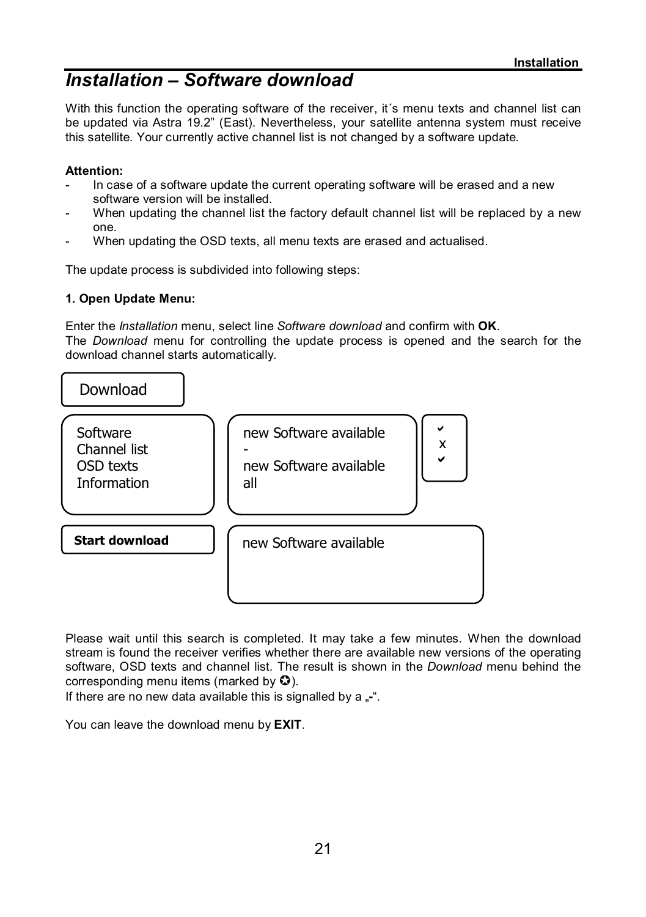# Installation – Software download

With this function the operating software of the receiver, it´s menu texts and channel list can be updated via Astra 19.2” (East). Nevertheless, your satellite antenna system must receive this satellite. Your currently active channel list is not changed by a software update.

**Attention:**

- In case of a software update the current operating software will be erased and a new software version will be installed.
- When updating the channel list the factory default channel list will be replaced by a new one.
- When updating the OSD texts, all menu texts are erased and actualised.

The update process is subdivided into following steps:

**1. Open Update Menu:**

Enter the *Installation* menu, select line *Software download* and confirm with **OK**.
The *Download* menu for controlling the update process is opened and the search for the download channel starts automatically.

Download

| | | |
|---|---|---|
| Software | new Software available | ✔ |
| Channel list | - | x |
| OSD texts | new Software available | ✔ |
| Information | all | |

**Start download** — new Software available

Please wait until this search is completed. It may take a few minutes. When the download stream is found the receiver verifies whether there are available new versions of the operating software, OSD texts and channel list. The result is shown in the *Download* menu behind the corresponding menu items (marked by ✪).
If there are no new data available this is signalled by a „**-**“.

You can leave the download menu by **EXIT**.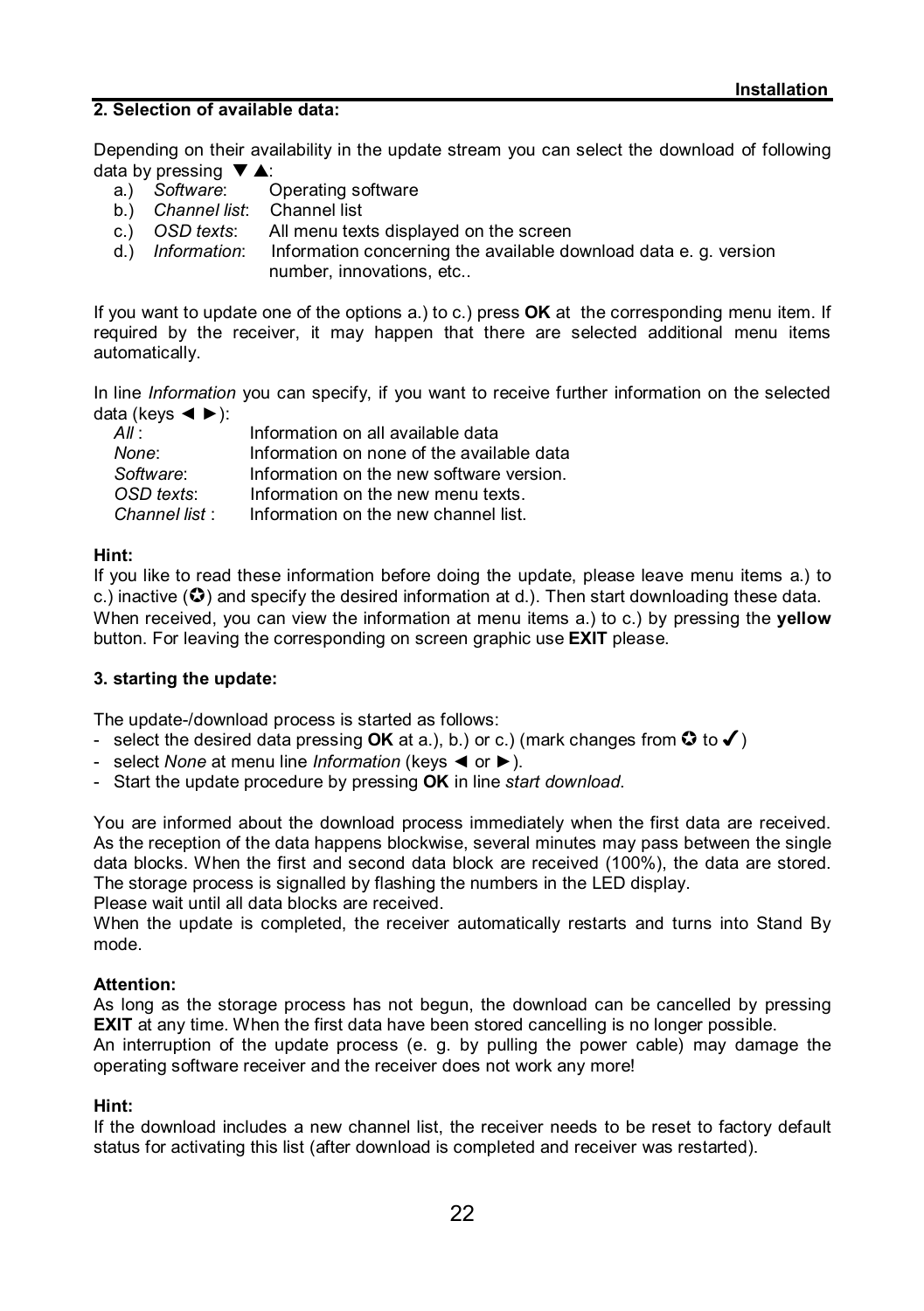**2. Selection of available data:**

Depending on their availability in the update stream you can select the download of following data by pressing ▼▲:

a.) *Software*: Operating software
b.) *Channel list*: Channel list
c.) *OSD texts*: All menu texts displayed on the screen
d.) *Information*: Information concerning the available download data e. g. version number, innovations, etc..

If you want to update one of the options a.) to c.) press **OK** at the corresponding menu item. If required by the receiver, it may happen that there are selected additional menu items automatically.

In line *Information* you can specify, if you want to receive further information on the selected data (keys ◄ ►):

*All* : Information on all available data
*None*: Information on none of the available data
*Software*: Information on the new software version.
*OSD texts*: Information on the new menu texts.
*Channel list* : Information on the new channel list.

**Hint:**
If you like to read these information before doing the update, please leave menu items a.) to c.) inactive (✪) and specify the desired information at d.). Then start downloading these data. When received, you can view the information at menu items a.) to c.) by pressing the **yellow** button. For leaving the corresponding on screen graphic use **EXIT** please.

**3. starting the update:**

The update-/download process is started as follows:

- select the desired data pressing **OK** at a.), b.) or c.) (mark changes from ✪ to ✔)
- select *None* at menu line *Information* (keys ◄ or ►).
- Start the update procedure by pressing **OK** in line *start download*.

You are informed about the download process immediately when the first data are received. As the reception of the data happens blockwise, several minutes may pass between the single data blocks. When the first and second data block are received (100%), the data are stored. The storage process is signalled by flashing the numbers in the LED display.
Please wait until all data blocks are received.
When the update is completed, the receiver automatically restarts and turns into Stand By mode.

**Attention:**
As long as the storage process has not begun, the download can be cancelled by pressing **EXIT** at any time. When the first data have been stored cancelling is no longer possible.
An interruption of the update process (e. g. by pulling the power cable) may damage the operating software receiver and the receiver does not work any more!

**Hint:**
If the download includes a new channel list, the receiver needs to be reset to factory default status for activating this list (after download is completed and receiver was restarted).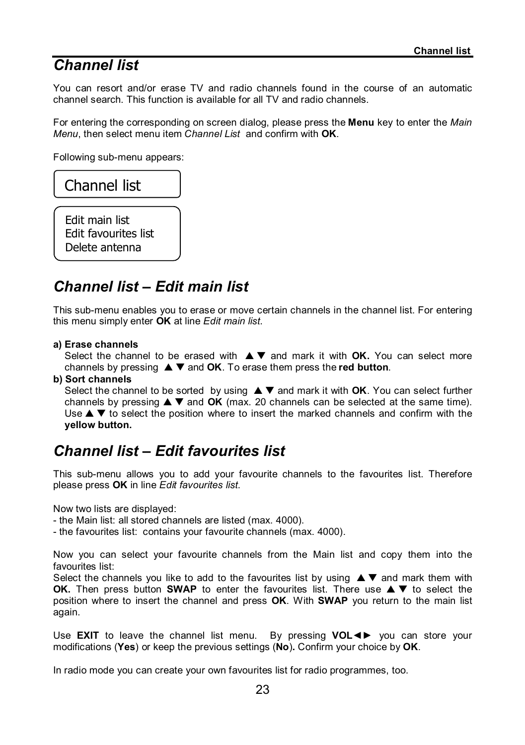## *Channel list*

You can resort and/or erase TV and radio channels found in the course of an automatic channel search. This function is available for all TV and radio channels.

For entering the corresponding on screen dialog, please press the **Menu** key to enter the *Main Menu*, then select menu item *Channel List* and confirm with **OK**.

Following sub-menu appears:

Channel list

Edit main list
Edit favourites list
Delete antenna

## *Channel list – Edit main list*

This sub-menu enables you to erase or move certain channels in the channel list. For entering this menu simply enter **OK** at line *Edit main list*.

**a) Erase channels**
Select the channel to be erased with ▲▼ and mark it with **OK.** You can select more channels by pressing ▲▼ and **OK**. To erase them press the **red button**.

**b) Sort channels**
Select the channel to be sorted by using ▲▼ and mark it with **OK**. You can select further channels by pressing ▲▼ and **OK** (max. 20 channels can be selected at the same time). Use ▲▼ to select the position where to insert the marked channels and confirm with the **yellow button.**

## *Channel list – Edit favourites list*

This sub-menu allows you to add your favourite channels to the favourites list. Therefore please press **OK** in line *Edit favourites list*.

Now two lists are displayed:
- the Main list: all stored channels are listed (max. 4000).
- the favourites list: contains your favourite channels (max. 4000).

Now you can select your favourite channels from the Main list and copy them into the favourites list:
Select the channels you like to add to the favourites list by using ▲▼ and mark them with **OK.** Then press button **SWAP** to enter the favourites list. There use ▲▼ to select the position where to insert the channel and press **OK**. With **SWAP** you return to the main list again.

Use **EXIT** to leave the channel list menu. By pressing **VOL◄►** you can store your modifications (**Yes**) or keep the previous settings (**No**)**.** Confirm your choice by **OK**.

In radio mode you can create your own favourites list for radio programmes, too.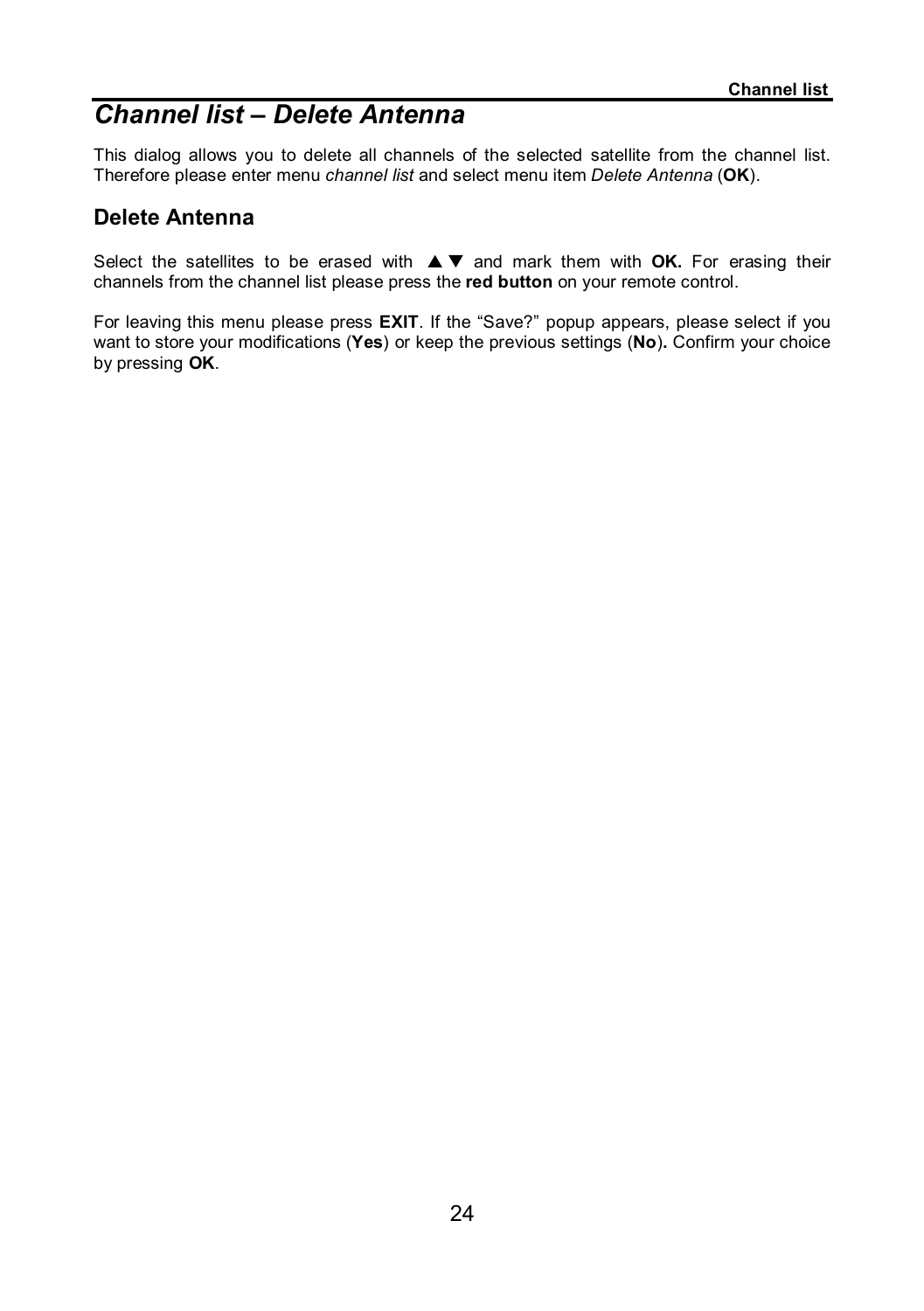# *Channel list – Delete Antenna*

This dialog allows you to delete all channels of the selected satellite from the channel list. Therefore please enter menu *channel list* and select menu item *Delete Antenna* (**OK**).

## Delete Antenna

Select the satellites to be erased with ▲▼ and mark them with **OK.** For erasing their channels from the channel list please press the **red button** on your remote control.

For leaving this menu please press **EXIT**. If the “Save?” popup appears, please select if you want to store your modifications (**Yes**) or keep the previous settings (**No**)**.** Confirm your choice by pressing **OK**.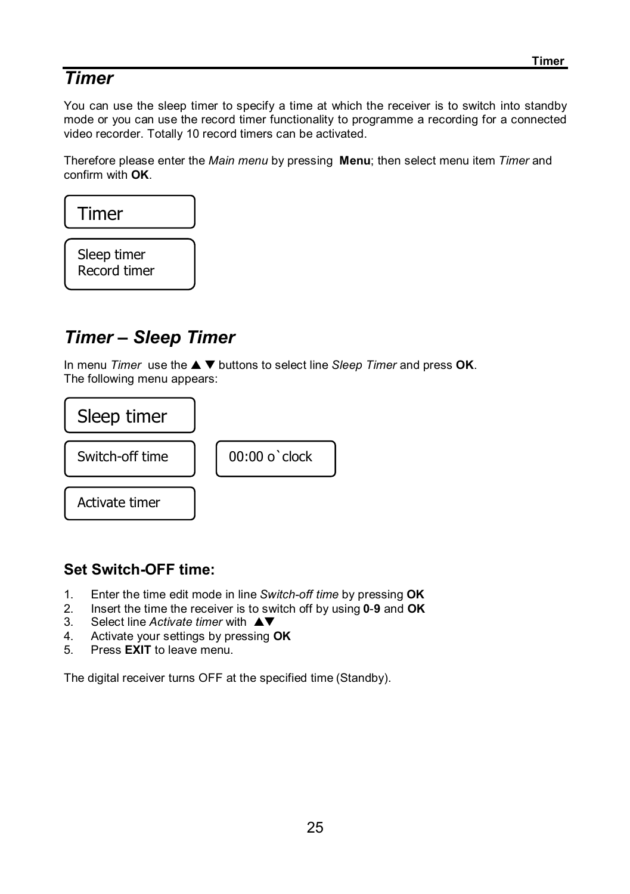# *Timer*

You can use the sleep timer to specify a time at which the receiver is to switch into standby mode or you can use the record timer functionality to programme a recording for a connected video recorder. Totally 10 record timers can be activated.

Therefore please enter the *Main menu* by pressing **Menu**; then select menu item *Timer* and confirm with **OK**.

Timer

Sleep timer
Record timer

# *Timer – Sleep Timer*

In menu *Timer* use the ▲ ▼ buttons to select line *Sleep Timer* and press **OK**.
The following menu appears:

Sleep timer

Switch-off time — 00:00 o`clock

Activate timer

### Set Switch-OFF time:

1. Enter the time edit mode in line *Switch-off time* by pressing **OK**
2. Insert the time the receiver is to switch off by using **0**-**9** and **OK**
3. Select line *Activate timer* with ▲▼
4. Activate your settings by pressing **OK**
5. Press **EXIT** to leave menu.

The digital receiver turns OFF at the specified time (Standby).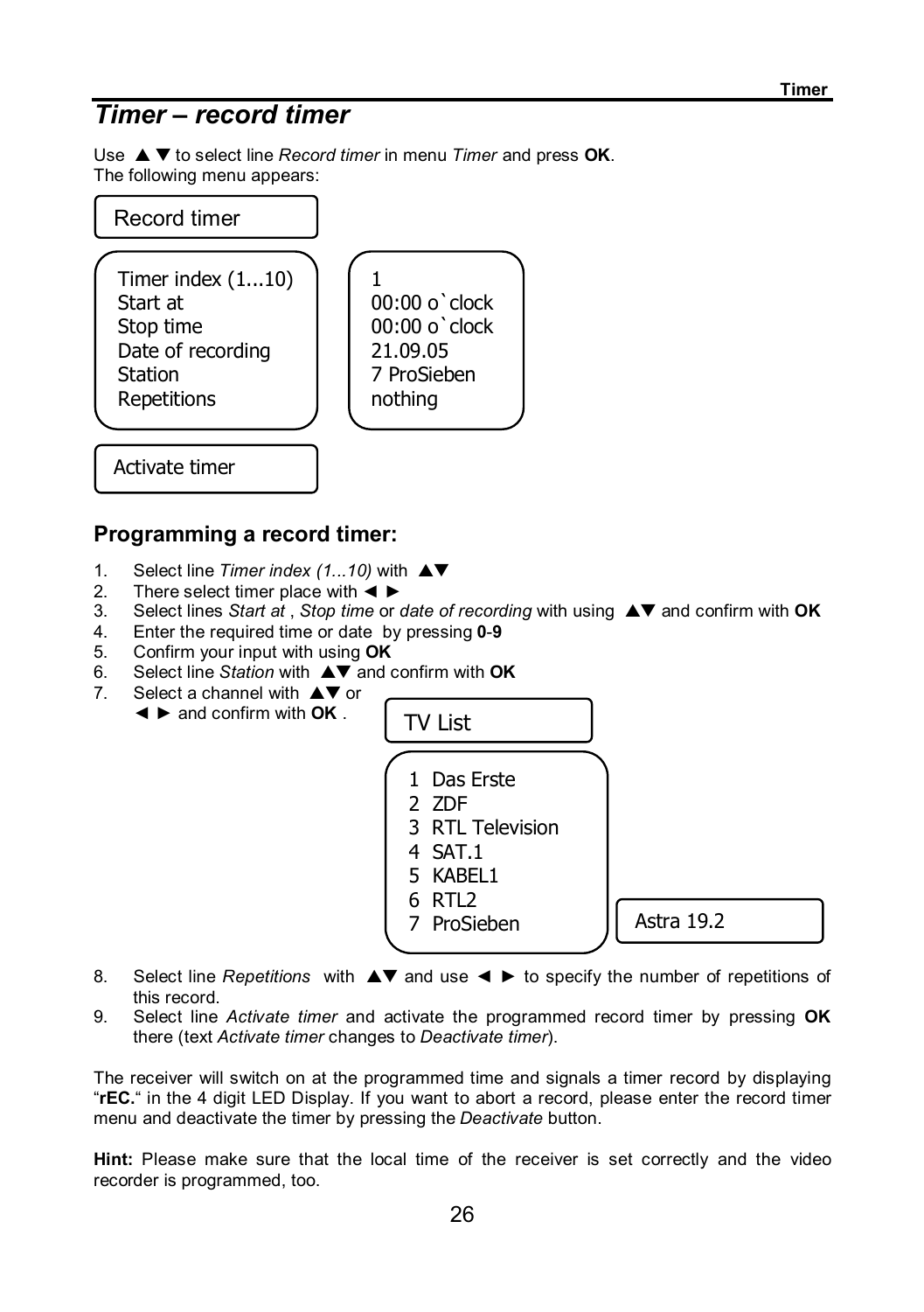# *Timer – record timer*

Use ▲▼ to select line *Record timer* in menu *Timer* and press **OK**.
The following menu appears:

Record timer

| | |
|---|---|
| Timer index (1...10) | 1 |
| Start at | 00:00 o`clock |
| Stop time | 00:00 o`clock |
| Date of recording | 21.09.05 |
| Station | 7 ProSieben |
| Repetitions | nothing |

Activate timer

## Programming a record timer:

1. Select line *Timer index (1...10)* with ▲▼
2. There select timer place with ◄ ►
3. Select lines *Start at* , *Stop time* or *date of recording* with using ▲▼ and confirm with **OK**
4. Enter the required time or date by pressing **0**-**9**
5. Confirm your input with using **OK**
6. Select line *Station* with ▲▼ and confirm with **OK**
7. Select a channel with ▲▼ or ◄ ► and confirm with **OK** .

TV List

1 Das Erste
2 ZDF
3 RTL Television
4 SAT.1
5 KABEL1
6 RTL2
7 ProSieben

Astra 19.2

8. Select line *Repetitions* with ▲▼ and use ◄ ► to specify the number of repetitions of this record.
9. Select line *Activate timer* and activate the programmed record timer by pressing **OK** there (text *Activate timer* changes to *Deactivate timer*).

The receiver will switch on at the programmed time and signals a timer record by displaying "**rEC.**" in the 4 digit LED Display. If you want to abort a record, please enter the record timer menu and deactivate the timer by pressing the *Deactivate* button.

**Hint:** Please make sure that the local time of the receiver is set correctly and the video recorder is programmed, too.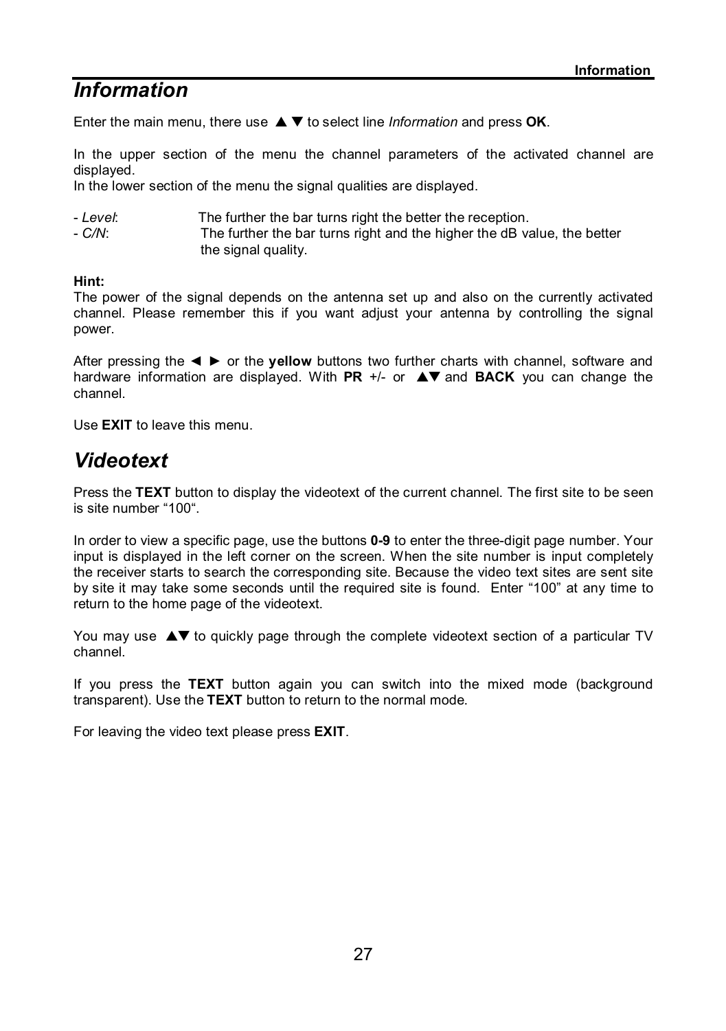# Information

Enter the main menu, there use ▲▼ to select line *Information* and press **OK**.

In the upper section of the menu the channel parameters of the activated channel are displayed.
In the lower section of the menu the signal qualities are displayed.

- *Level*: The further the bar turns right the better the reception.
- *C/N*: The further the bar turns right and the higher the dB value, the better the signal quality.

**Hint:**
The power of the signal depends on the antenna set up and also on the currently activated channel. Please remember this if you want adjust your antenna by controlling the signal power.

After pressing the ◄ ► or the **yellow** buttons two further charts with channel, software and hardware information are displayed. With **PR** +/- or ▲▼ and **BACK** you can change the channel.

Use **EXIT** to leave this menu.

# Videotext

Press the **TEXT** button to display the videotext of the current channel. The first site to be seen is site number "100".

In order to view a specific page, use the buttons **0-9** to enter the three-digit page number. Your input is displayed in the left corner on the screen. When the site number is input completely the receiver starts to search the corresponding site. Because the video text sites are sent site by site it may take some seconds until the required site is found. Enter "100" at any time to return to the home page of the videotext.

You may use ▲▼ to quickly page through the complete videotext section of a particular TV channel.

If you press the **TEXT** button again you can switch into the mixed mode (background transparent). Use the **TEXT** button to return to the normal mode.

For leaving the video text please press **EXIT**.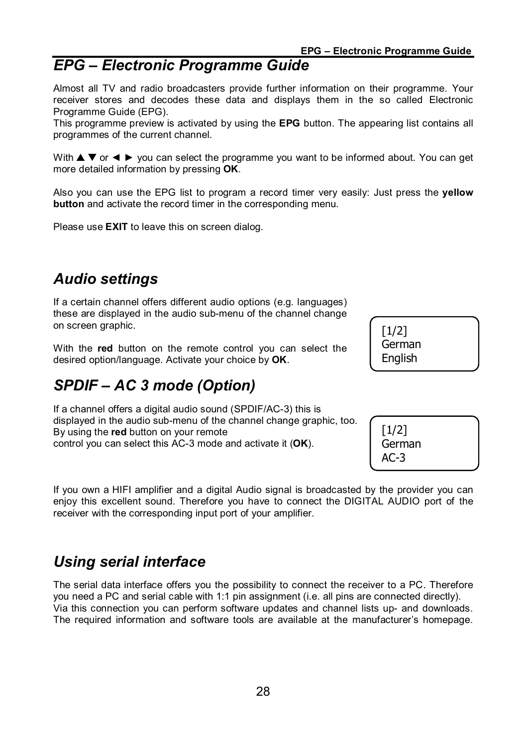# *EPG – Electronic Programme Guide*

Almost all TV and radio broadcasters provide further information on their programme. Your receiver stores and decodes these data and displays them in the so called Electronic Programme Guide (EPG).
This programme preview is activated by using the **EPG** button. The appearing list contains all programmes of the current channel.

With ▲▼ or ◄ ► you can select the programme you want to be informed about. You can get more detailed information by pressing **OK**.

Also you can use the EPG list to program a record timer very easily: Just press the **yellow button** and activate the record timer in the corresponding menu.

Please use **EXIT** to leave this on screen dialog.

# *Audio settings*

If a certain channel offers different audio options (e.g. languages) these are displayed in the audio sub-menu of the channel change on screen graphic.

With the **red** button on the remote control you can select the desired option/language. Activate your choice by **OK**.

[1/2]
German
English

# *SPDIF – AC 3 mode (Option)*

If a channel offers a digital audio sound (SPDIF/AC-3) this is displayed in the audio sub-menu of the channel change graphic, too. By using the **red** button on your remote control you can select this AC-3 mode and activate it (**OK**).

[1/2]
German
AC-3

If you own a HIFI amplifier and a digital Audio signal is broadcasted by the provider you can enjoy this excellent sound. Therefore you have to connect the DIGITAL AUDIO port of the receiver with the corresponding input port of your amplifier.

# *Using serial interface*

The serial data interface offers you the possibility to connect the receiver to a PC. Therefore you need a PC and serial cable with 1:1 pin assignment (i.e. all pins are connected directly).
Via this connection you can perform software updates and channel lists up- and downloads. The required information and software tools are available at the manufacturer's homepage.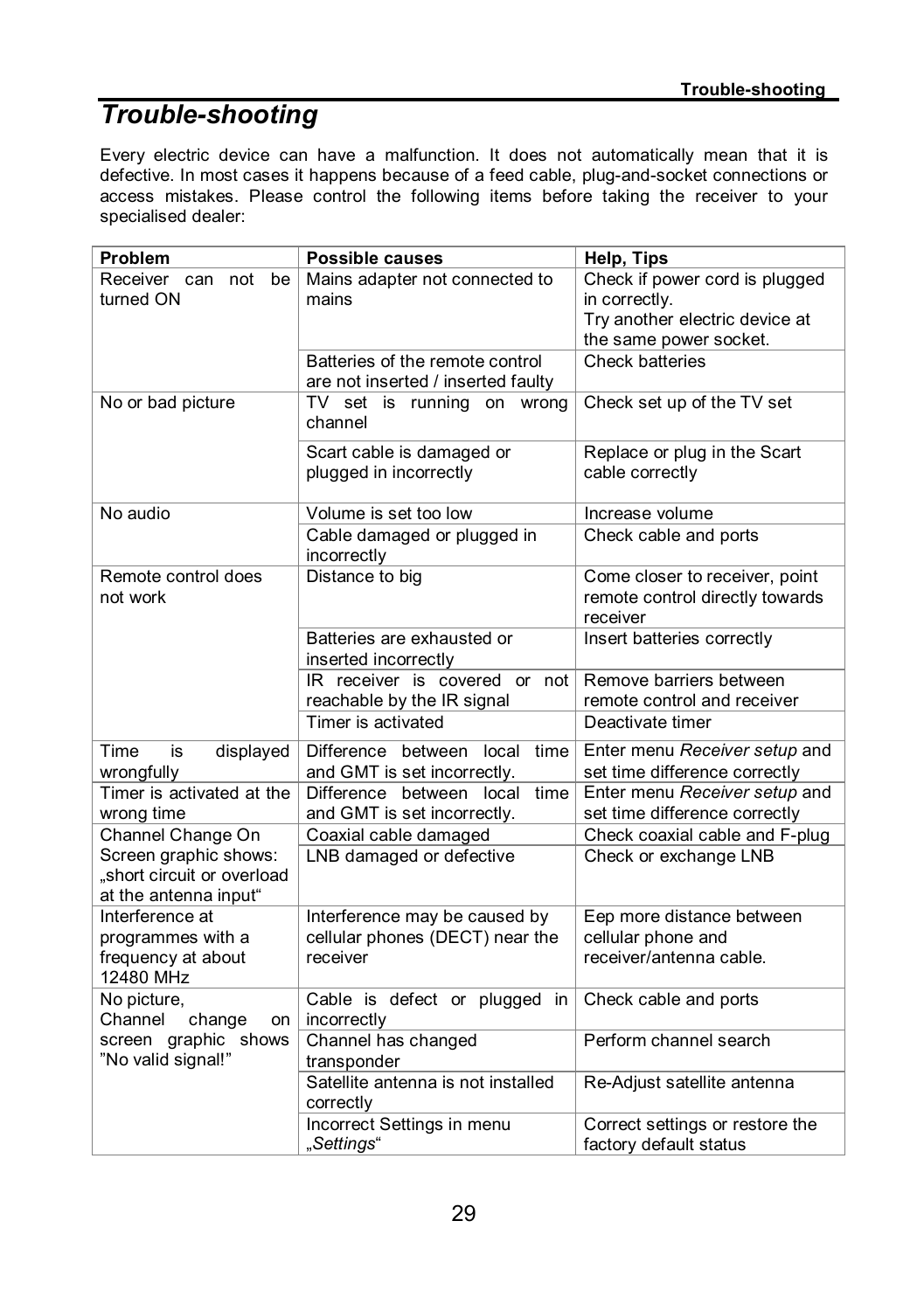# *Trouble-shooting*

Every electric device can have a malfunction. It does not automatically mean that it is defective. In most cases it happens because of a feed cable, plug-and-socket connections or access mistakes. Please control the following items before taking the receiver to your specialised dealer:

| Problem | Possible causes | Help, Tips |
|---|---|---|
| Receiver can not be turned ON | Mains adapter not connected to mains | Check if power cord is plugged in correctly. Try another electric device at the same power socket. |
| | Batteries of the remote control are not inserted / inserted faulty | Check batteries |
| No or bad picture | TV set is running on wrong channel | Check set up of the TV set |
| | Scart cable is damaged or plugged in incorrectly | Replace or plug in the Scart cable correctly |
| No audio | Volume is set too low | Increase volume |
| | Cable damaged or plugged in incorrectly | Check cable and ports |
| Remote control does not work | Distance to big | Come closer to receiver, point remote control directly towards receiver |
| | Batteries are exhausted or inserted incorrectly | Insert batteries correctly |
| | IR receiver is covered or not reachable by the IR signal | Remove barriers between remote control and receiver |
| | Timer is activated | Deactivate timer |
| Time is displayed wrongfully | Difference between local time and GMT is set incorrectly. | Enter menu *Receiver setup* and set time difference correctly |
| Timer is activated at the wrong time | Difference between local time and GMT is set incorrectly. | Enter menu *Receiver setup* and set time difference correctly |
| Channel Change On Screen graphic shows: „short circuit or overload at the antenna input“ | Coaxial cable damaged | Check coaxial cable and F-plug |
| | LNB damaged or defective | Check or exchange LNB |
| Interference at programmes with a frequency at about 12480 MHz | Interference may be caused by cellular phones (DECT) near the receiver | Eep more distance between cellular phone and receiver/antenna cable. |
| No picture, Channel change on screen graphic shows ”No valid signal!” | Cable is defect or plugged in incorrectly | Check cable and ports |
| | Channel has changed transponder | Perform channel search |
| | Satellite antenna is not installed correctly | Re-Adjust satellite antenna |
| | Incorrect Settings in menu „*Settings*“ | Correct settings or restore the factory default status |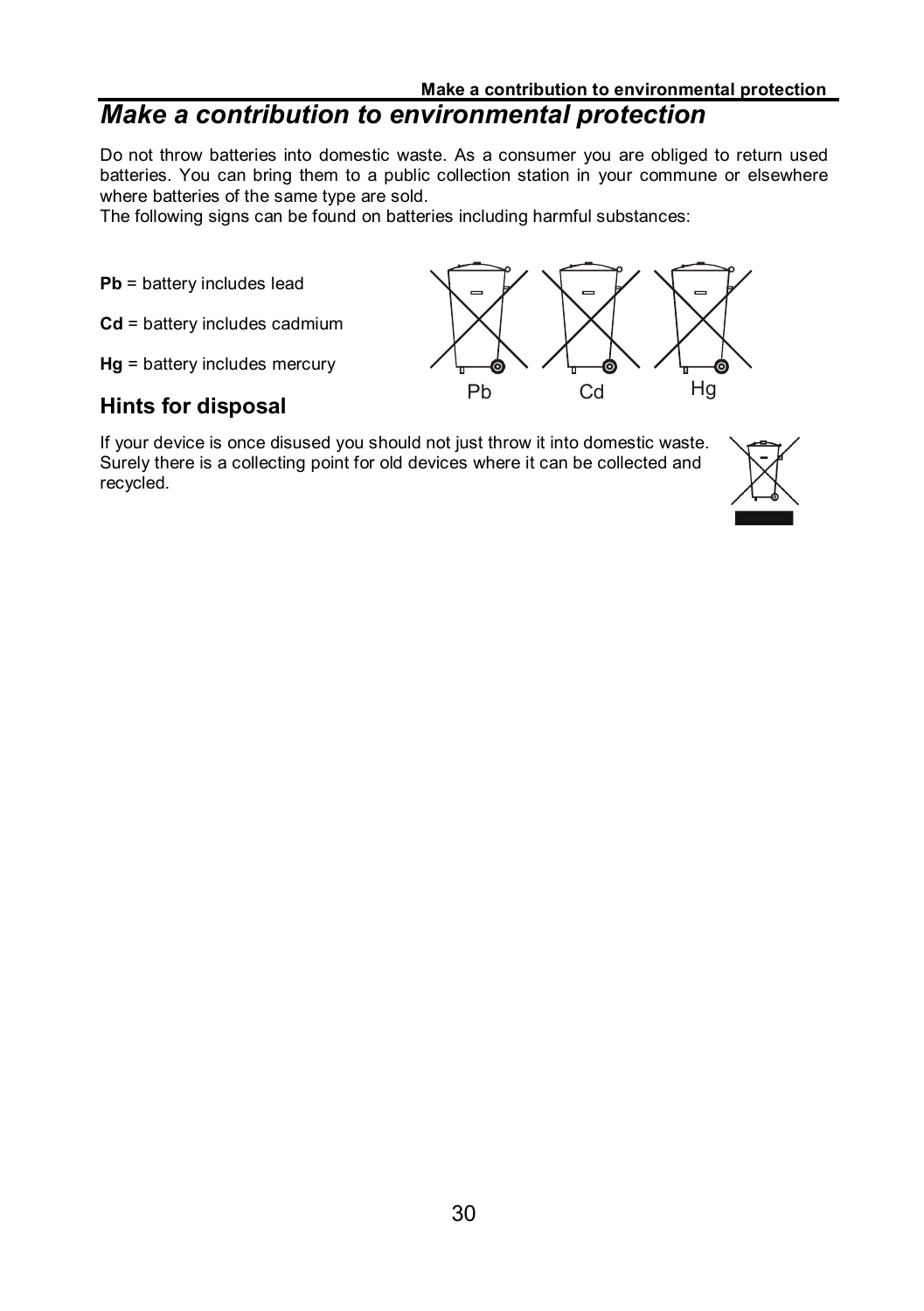# *Make a contribution to environmental protection*

Do not throw batteries into domestic waste. As a consumer you are obliged to return used batteries. You can bring them to a public collection station in your commune or elsewhere where batteries of the same type are sold.
The following signs can be found on batteries including harmful substances:

**Pb** = battery includes lead

**Cd** = battery includes cadmium

**Hg** = battery includes mercury

Pb Cd Hg

## Hints for disposal

If your device is once disused you should not just throw it into domestic waste. Surely there is a collecting point for old devices where it can be collected and recycled.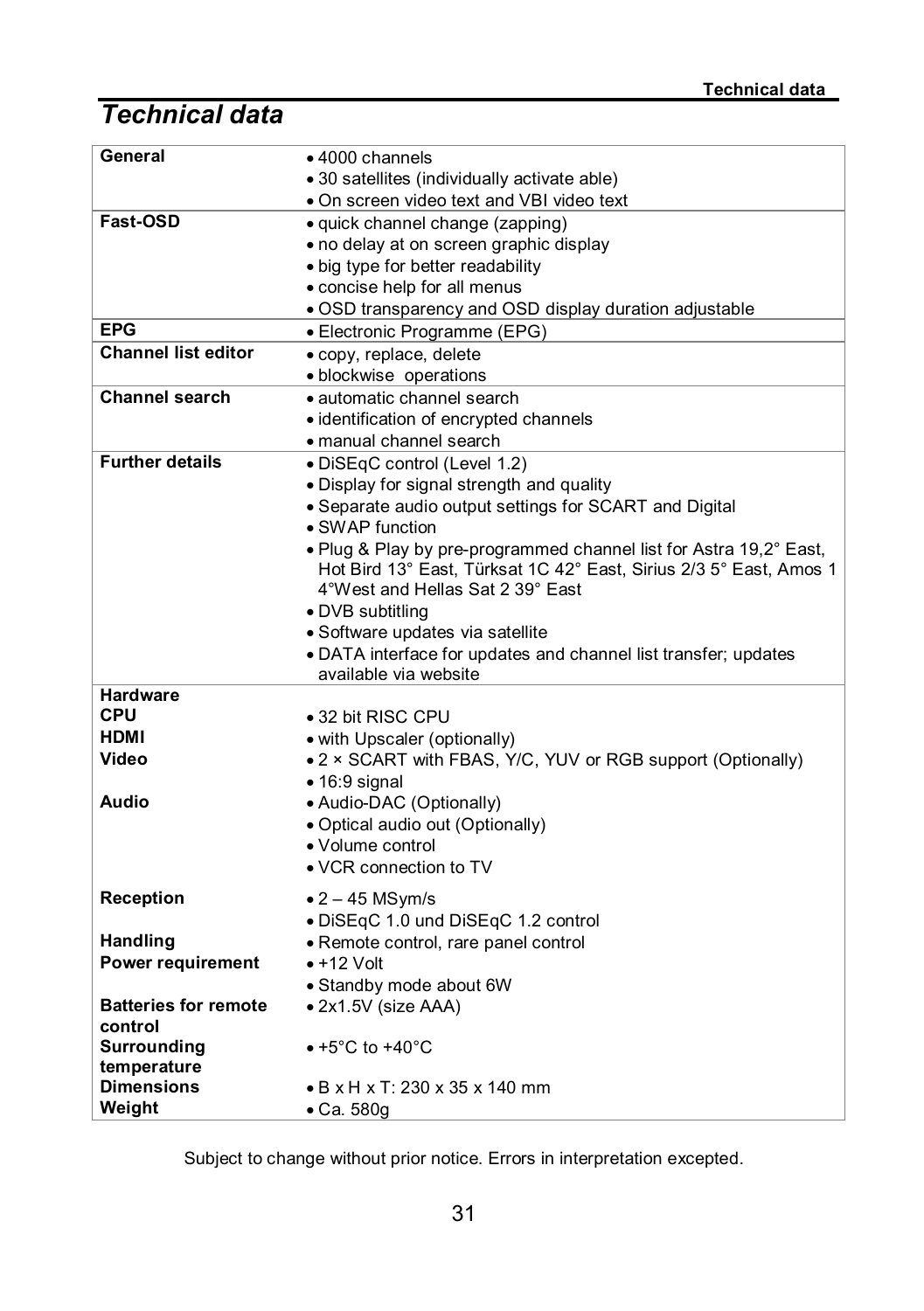# Technical data

| | |
|---|---|
| **General** | • 4000 channels<br>• 30 satellites (individually activate able)<br>• On screen video text and VBI video text |
| **Fast-OSD** | • quick channel change (zapping)<br>• no delay at on screen graphic display<br>• big type for better readability<br>• concise help for all menus<br>• OSD transparency and OSD display duration adjustable |
| **EPG** | • Electronic Programme (EPG) |
| **Channel list editor** | • copy, replace, delete<br>• blockwise operations |
| **Channel search** | • automatic channel search<br>• identification of encrypted channels<br>• manual channel search |
| **Further details** | • DiSEqC control (Level 1.2)<br>• Display for signal strength and quality<br>• Separate audio output settings for SCART and Digital<br>• SWAP function<br>• Plug & Play by pre-programmed channel list for Astra 19,2° East, Hot Bird 13° East, Türksat 1C 42° East, Sirius 2/3 5° East, Amos 1 4°West and Hellas Sat 2 39° East<br>• DVB subtitling<br>• Software updates via satellite<br>• DATA interface for updates and channel list transfer; updates available via website |
| **Hardware** | |
| **CPU** | • 32 bit RISC CPU |
| **HDMI** | • with Upscaler (optionally) |
| **Video** | • 2 × SCART with FBAS, Y/C, YUV or RGB support (Optionally)<br>• 16:9 signal |
| **Audio** | • Audio-DAC (Optionally)<br>• Optical audio out (Optionally)<br>• Volume control<br>• VCR connection to TV |
| **Reception** | • 2 – 45 MSym/s<br>• DiSEqC 1.0 und DiSEqC 1.2 control |
| **Handling** | • Remote control, rare panel control |
| **Power requirement** | • +12 Volt<br>• Standby mode about 6W |
| **Batteries for remote control** | • 2x1.5V (size AAA) |
| **Surrounding temperature** | • +5°C to +40°C |
| **Dimensions** | • B x H x T: 230 x 35 x 140 mm |
| **Weight** | • Ca. 580g |

Subject to change without prior notice. Errors in interpretation excepted.